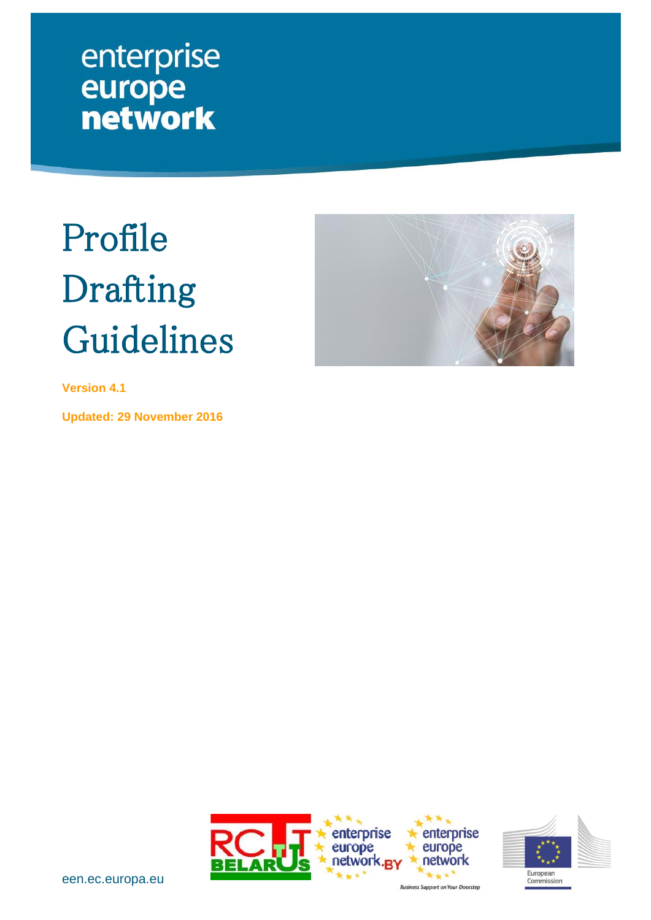enterprise
europe
**network**

# Profile Drafting Guidelines

**Version 4.1**

**Updated: 29 November 2016**

een.ec.europa.eu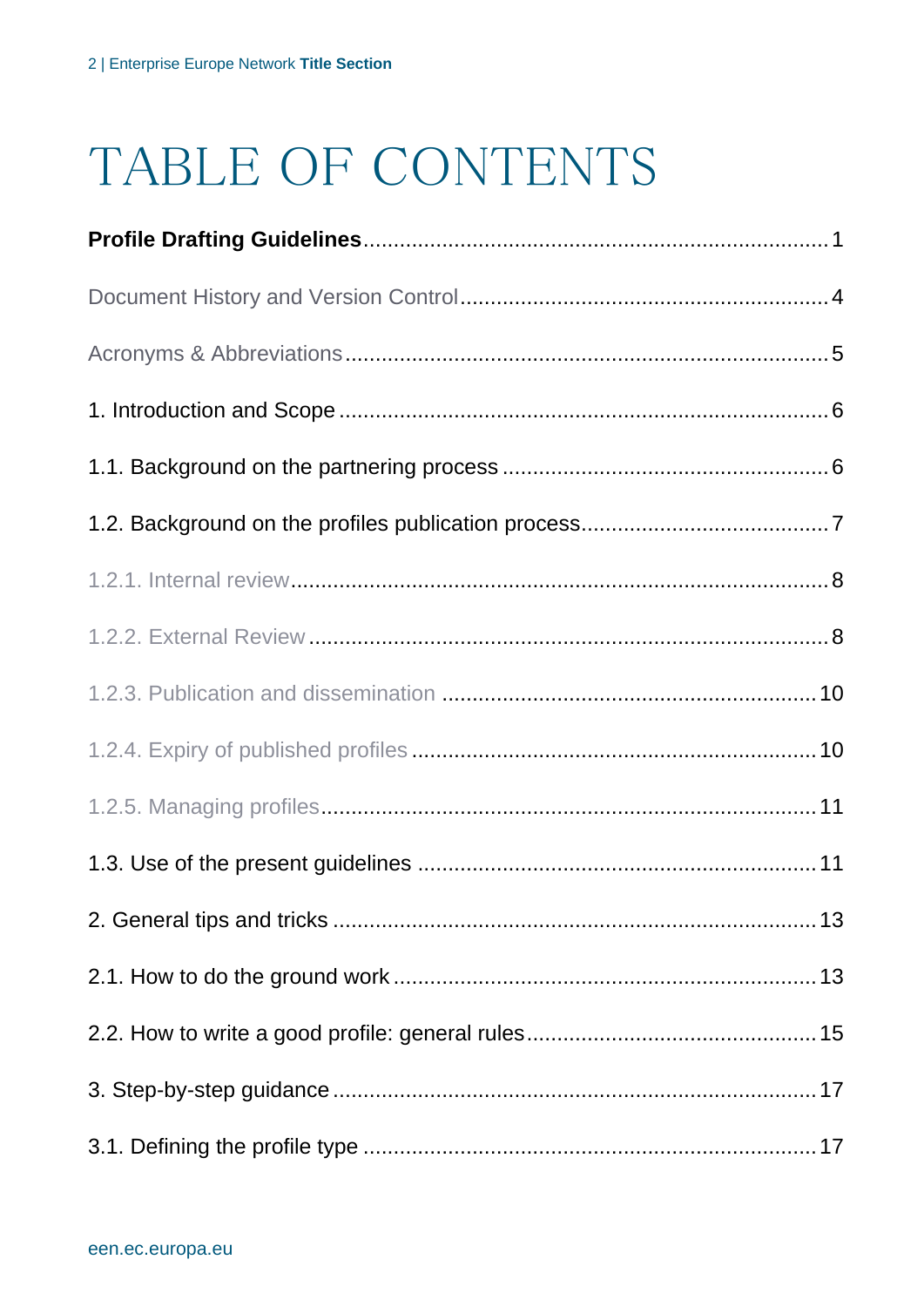# TABLE OF CONTENTS

**Profile Drafting Guidelines**.......................................................................1

Document History and Version Control..........................................................4

Acronyms & Abbreviations..............................................................................5

1. Introduction and Scope ...............................................................................6

1.1. Background on the partnering process ....................................................6

1.2. Background on the profiles publication process.......................................7

1.2.1. Internal review........................................................................................8

1.2.2. External Review .....................................................................................8

1.2.3. Publication and dissemination ............................................................10

1.2.4. Expiry of published profiles .................................................................10

1.2.5. Managing profiles.................................................................................11

1.3. Use of the present guidelines ................................................................11

2. General tips and tricks ..............................................................................13

2.1. How to do the ground work ....................................................................13

2.2. How to write a good profile: general rules..............................................15

3. Step-by-step guidance ..............................................................................17

3.1. Defining the profile type .........................................................................17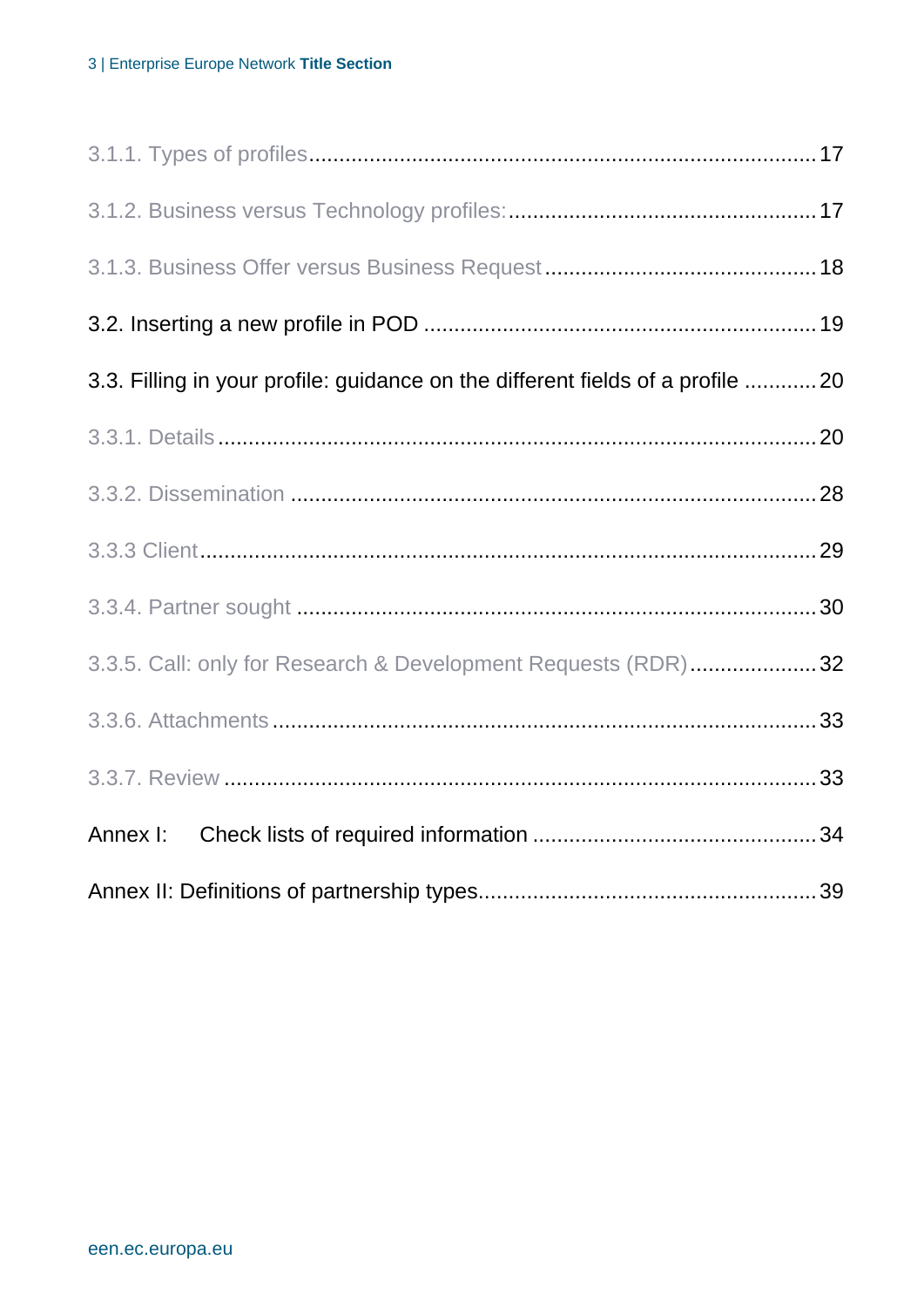3.1.1. Types of profiles ........................................................................ 17

3.1.2. Business versus Technology profiles: .................................................. 17

3.1.3. Business Offer versus Business Request ............................................. 18

3.2. Inserting a new profile in POD ................................................................ 19

3.3. Filling in your profile: guidance on the different fields of a profile ............ 20

3.3.1. Details ................................................................................................ 20

3.3.2. Dissemination ...................................................................................... 28

3.3.3 Client ..................................................................................................... 29

3.3.4. Partner sought ...................................................................................... 30

3.3.5. Call: only for Research & Development Requests (RDR) ..................... 32

3.3.6. Attachments ......................................................................................... 33

3.3.7. Review ................................................................................................. 33

Annex I: Check lists of required information ................................................ 34

Annex II: Definitions of partnership types ........................................................ 39

een.ec.europa.eu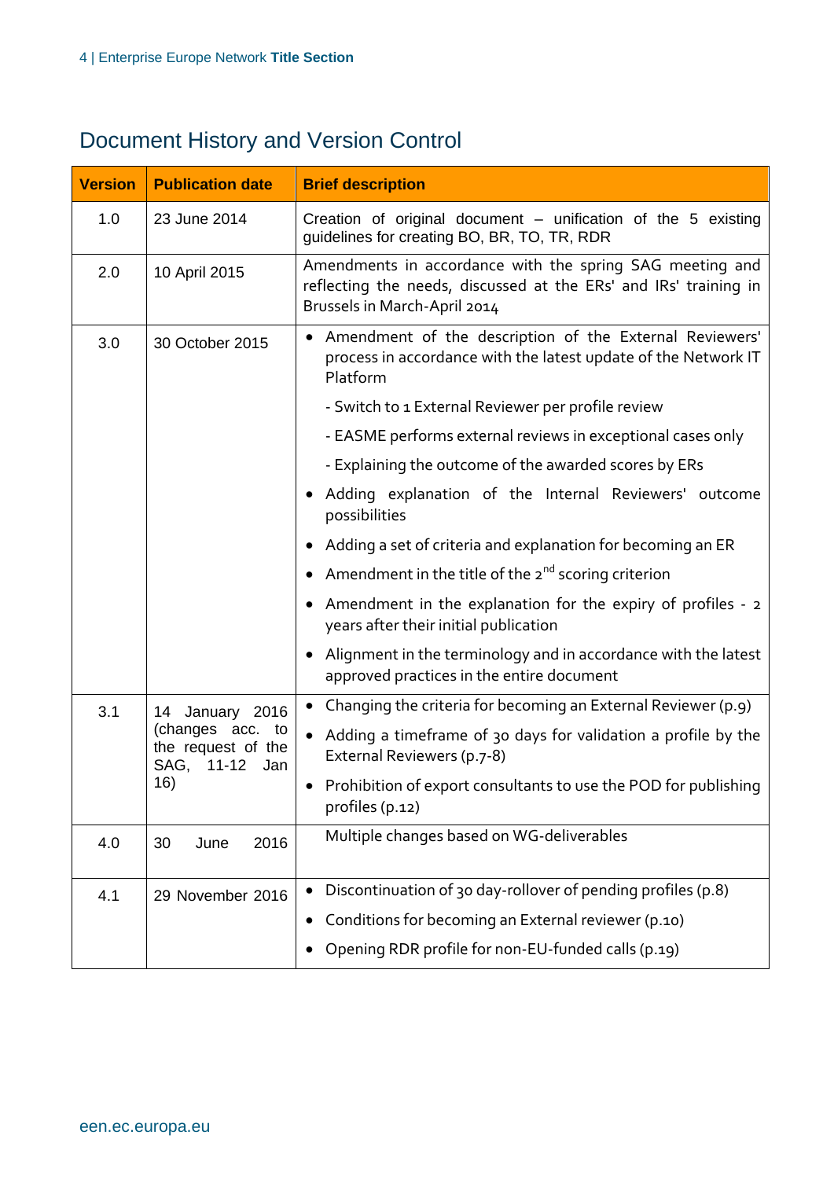## Document History and Version Control

| Version | Publication date | Brief description |
|---|---|---|
| 1.0 | 23 June 2014 | Creation of original document – unification of the 5 existing guidelines for creating BO, BR, TO, TR, RDR |
| 2.0 | 10 April 2015 | Amendments in accordance with the spring SAG meeting and reflecting the needs, discussed at the ERs' and IRs' training in Brussels in March-April 2014 |
| 3.0 | 30 October 2015 | • Amendment of the description of the External Reviewers' process in accordance with the latest update of the Network IT Platform<br>- Switch to 1 External Reviewer per profile review<br>- EASME performs external reviews in exceptional cases only<br>- Explaining the outcome of the awarded scores by ERs<br>• Adding explanation of the Internal Reviewers' outcome possibilities<br>• Adding a set of criteria and explanation for becoming an ER<br>• Amendment in the title of the 2nd scoring criterion<br>• Amendment in the explanation for the expiry of profiles - 2 years after their initial publication<br>• Alignment in the terminology and in accordance with the latest approved practices in the entire document |
| 3.1 | 14 January 2016 (changes acc. to the request of the SAG, 11-12 Jan 16) | • Changing the criteria for becoming an External Reviewer (p.9)<br>• Adding a timeframe of 30 days for validation a profile by the External Reviewers (p.7-8)<br>• Prohibition of export consultants to use the POD for publishing profiles (p.12) |
| 4.0 | 30 June 2016 | Multiple changes based on WG-deliverables |
| 4.1 | 29 November 2016 | • Discontinuation of 30 day-rollover of pending profiles (p.8)<br>• Conditions for becoming an External reviewer (p.10)<br>• Opening RDR profile for non-EU-funded calls (p.19) |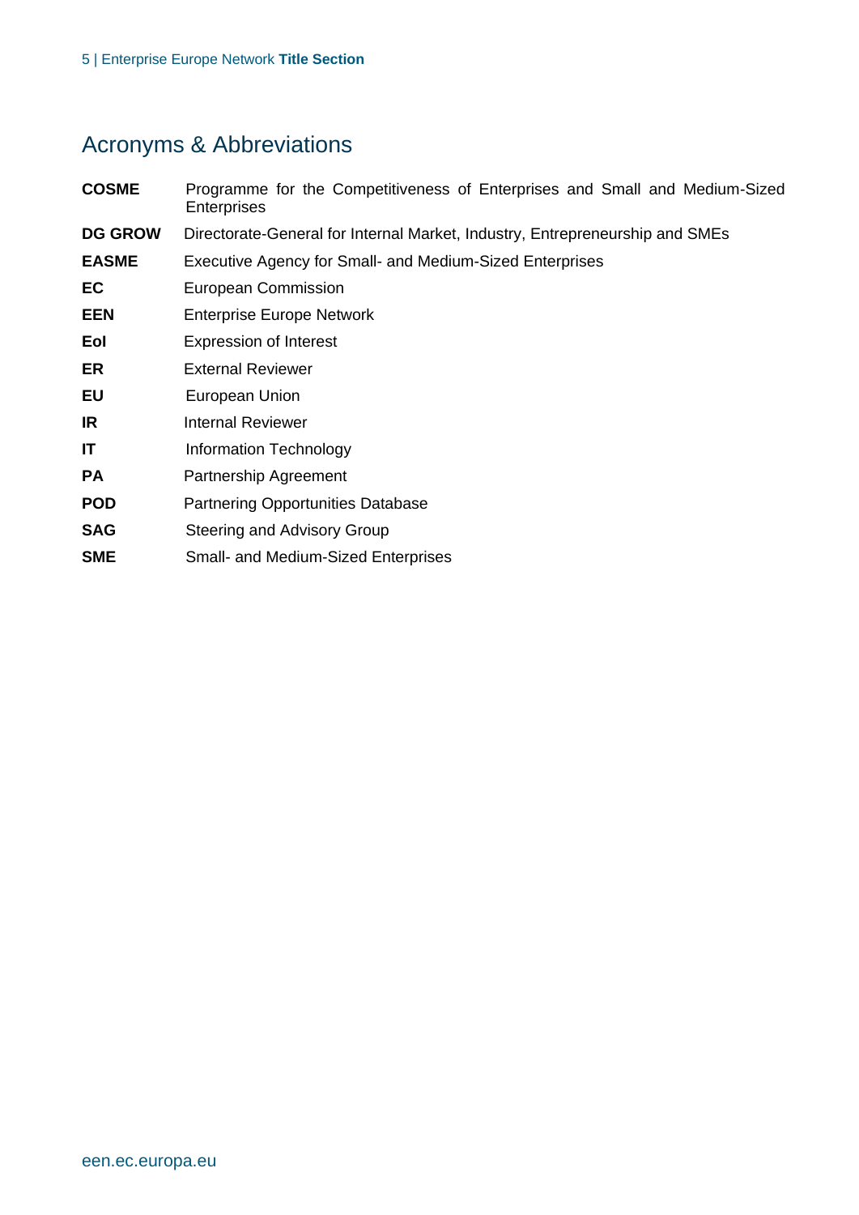# Acronyms & Abbreviations

| | |
|---|---|
| **COSME** | Programme for the Competitiveness of Enterprises and Small and Medium-Sized Enterprises |
| **DG GROW** | Directorate-General for Internal Market, Industry, Entrepreneurship and SMEs |
| **EASME** | Executive Agency for Small- and Medium-Sized Enterprises |
| **EC** | European Commission |
| **EEN** | Enterprise Europe Network |
| **EoI** | Expression of Interest |
| **ER** | External Reviewer |
| **EU** | European Union |
| **IR** | Internal Reviewer |
| **IT** | Information Technology |
| **PA** | Partnership Agreement |
| **POD** | Partnering Opportunities Database |
| **SAG** | Steering and Advisory Group |
| **SME** | Small- and Medium-Sized Enterprises |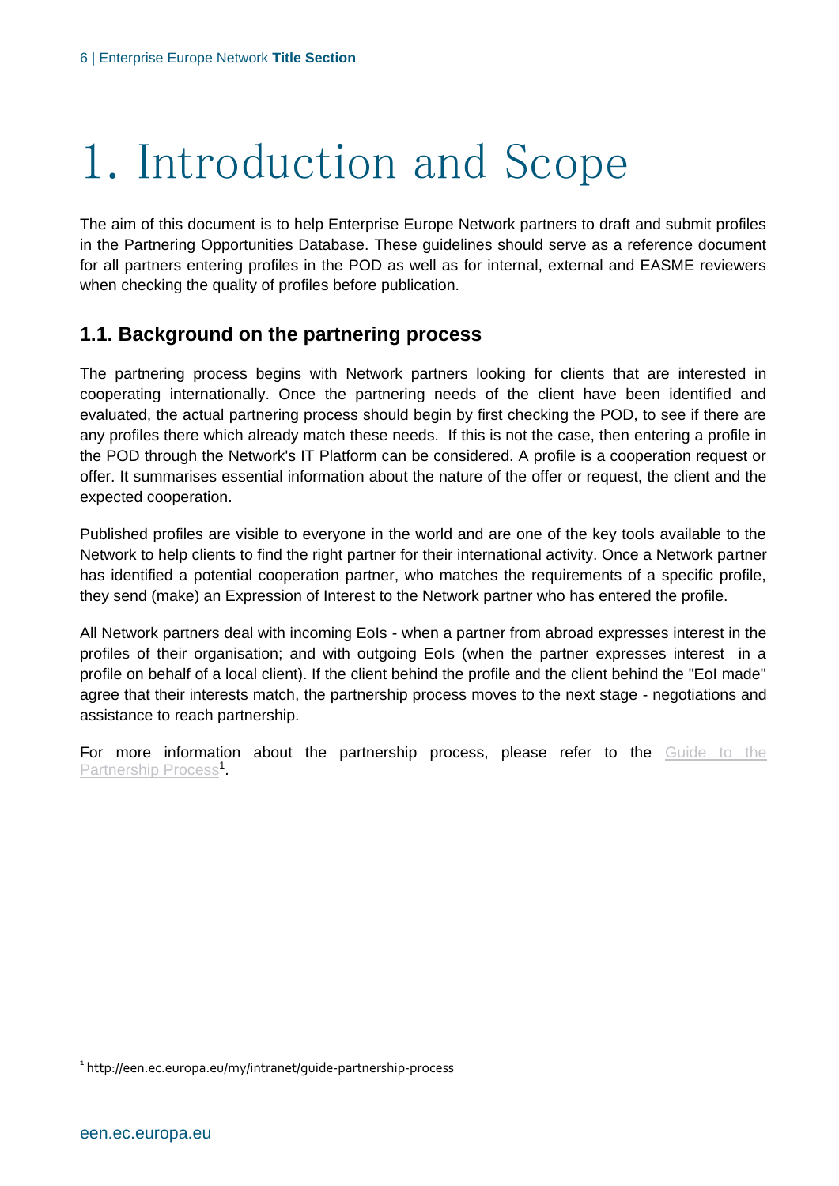# 1. Introduction and Scope

The aim of this document is to help Enterprise Europe Network partners to draft and submit profiles in the Partnering Opportunities Database. These guidelines should serve as a reference document for all partners entering profiles in the POD as well as for internal, external and EASME reviewers when checking the quality of profiles before publication.

## 1.1. Background on the partnering process

The partnering process begins with Network partners looking for clients that are interested in cooperating internationally. Once the partnering needs of the client have been identified and evaluated, the actual partnering process should begin by first checking the POD, to see if there are any profiles there which already match these needs. If this is not the case, then entering a profile in the POD through the Network's IT Platform can be considered. A profile is a cooperation request or offer. It summarises essential information about the nature of the offer or request, the client and the expected cooperation.

Published profiles are visible to everyone in the world and are one of the key tools available to the Network to help clients to find the right partner for their international activity. Once a Network partner has identified a potential cooperation partner, who matches the requirements of a specific profile, they send (make) an Expression of Interest to the Network partner who has entered the profile.

All Network partners deal with incoming EoIs - when a partner from abroad expresses interest in the profiles of their organisation; and with outgoing EoIs (when the partner expresses interest in a profile on behalf of a local client). If the client behind the profile and the client behind the "EoI made" agree that their interests match, the partnership process moves to the next stage - negotiations and assistance to reach partnership.

For more information about the partnership process, please refer to the Guide to the Partnership Process[1].

[1] http://een.ec.europa.eu/my/intranet/guide-partnership-process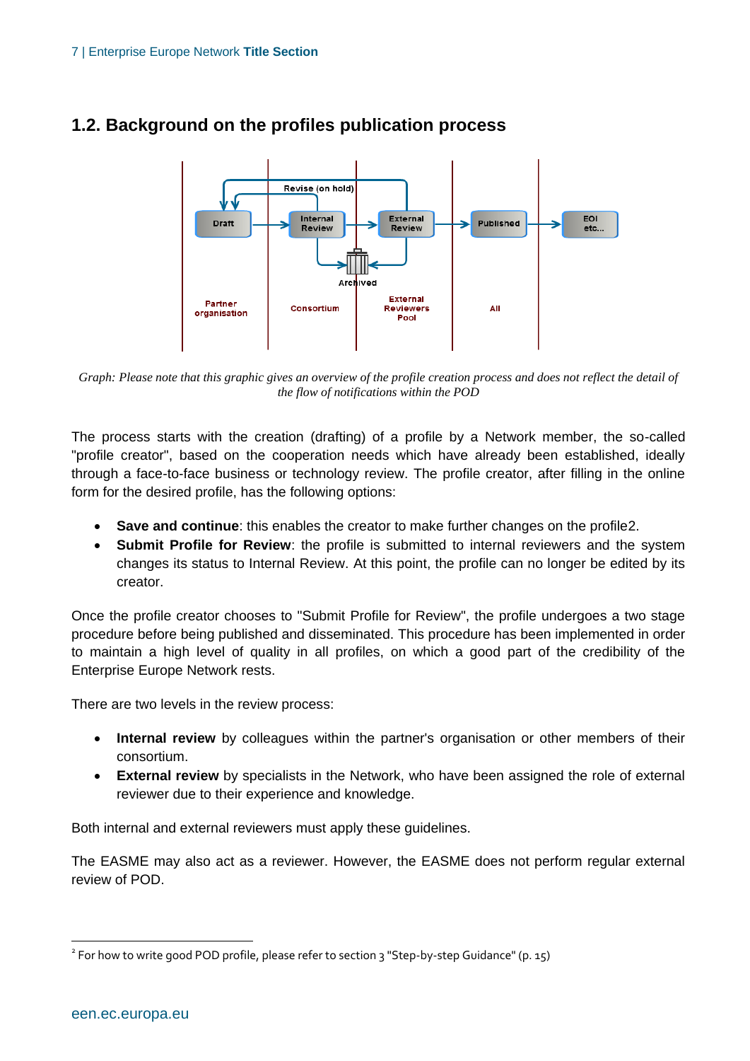## 1.2. Background on the profiles publication process

*Graph: Please note that this graphic gives an overview of the profile creation process and does not reflect the detail of the flow of notifications within the POD*

The process starts with the creation (drafting) of a profile by a Network member, the so-called "profile creator", based on the cooperation needs which have already been established, ideally through a face-to-face business or technology review. The profile creator, after filling in the online form for the desired profile, has the following options:

- **Save and continue**: this enables the creator to make further changes on the profile[2].
- **Submit Profile for Review**: the profile is submitted to internal reviewers and the system changes its status to Internal Review. At this point, the profile can no longer be edited by its creator.

Once the profile creator chooses to "Submit Profile for Review", the profile undergoes a two stage procedure before being published and disseminated. This procedure has been implemented in order to maintain a high level of quality in all profiles, on which a good part of the credibility of the Enterprise Europe Network rests.

There are two levels in the review process:

- **Internal review** by colleagues within the partner's organisation or other members of their consortium.
- **External review** by specialists in the Network, who have been assigned the role of external reviewer due to their experience and knowledge.

Both internal and external reviewers must apply these guidelines.

The EASME may also act as a reviewer. However, the EASME does not perform regular external review of POD.

---

[2] For how to write good POD profile, please refer to section 3 "Step-by-step Guidance" (p. 15)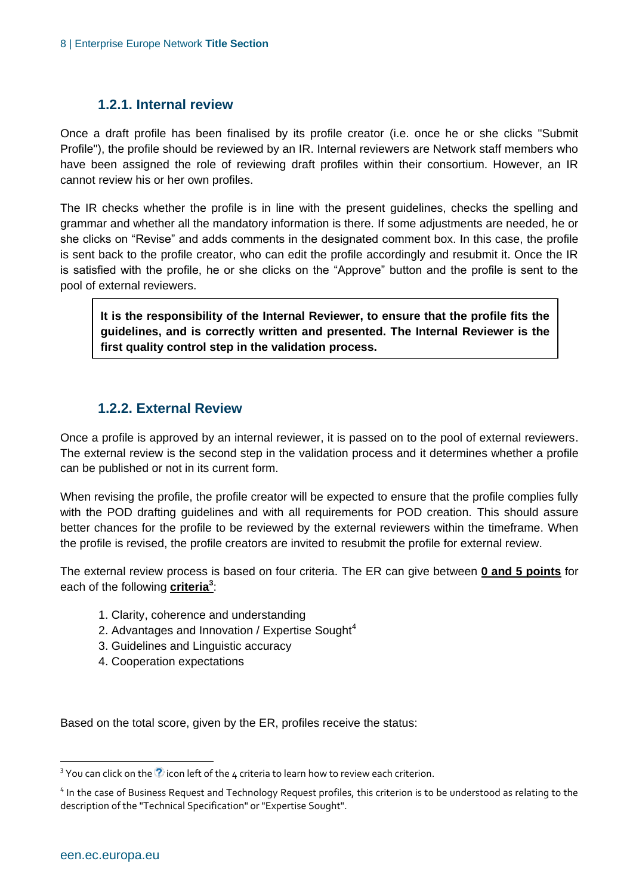### 1.2.1. Internal review

Once a draft profile has been finalised by its profile creator (i.e. once he or she clicks "Submit Profile"), the profile should be reviewed by an IR. Internal reviewers are Network staff members who have been assigned the role of reviewing draft profiles within their consortium. However, an IR cannot review his or her own profiles.

The IR checks whether the profile is in line with the present guidelines, checks the spelling and grammar and whether all the mandatory information is there. If some adjustments are needed, he or she clicks on "Revise" and adds comments in the designated comment box. In this case, the profile is sent back to the profile creator, who can edit the profile accordingly and resubmit it. Once the IR is satisfied with the profile, he or she clicks on the "Approve" button and the profile is sent to the pool of external reviewers.

**It is the responsibility of the Internal Reviewer, to ensure that the profile fits the guidelines, and is correctly written and presented. The Internal Reviewer is the first quality control step in the validation process.**

### 1.2.2. External Review

Once a profile is approved by an internal reviewer, it is passed on to the pool of external reviewers. The external review is the second step in the validation process and it determines whether a profile can be published or not in its current form.

When revising the profile, the profile creator will be expected to ensure that the profile complies fully with the POD drafting guidelines and with all requirements for POD creation. This should assure better chances for the profile to be reviewed by the external reviewers within the timeframe. When the profile is revised, the profile creators are invited to resubmit the profile for external review.

The external review process is based on four criteria. The ER can give between **0 and 5 points** for each of the following **criteria**[3]:

1. Clarity, coherence and understanding
2. Advantages and Innovation / Expertise Sought[4]
3. Guidelines and Linguistic accuracy
4. Cooperation expectations

Based on the total score, given by the ER, profiles receive the status:

[3] You can click on the ? icon left of the 4 criteria to learn how to review each criterion.

[4] In the case of Business Request and Technology Request profiles, this criterion is to be understood as relating to the description of the "Technical Specification" or "Expertise Sought".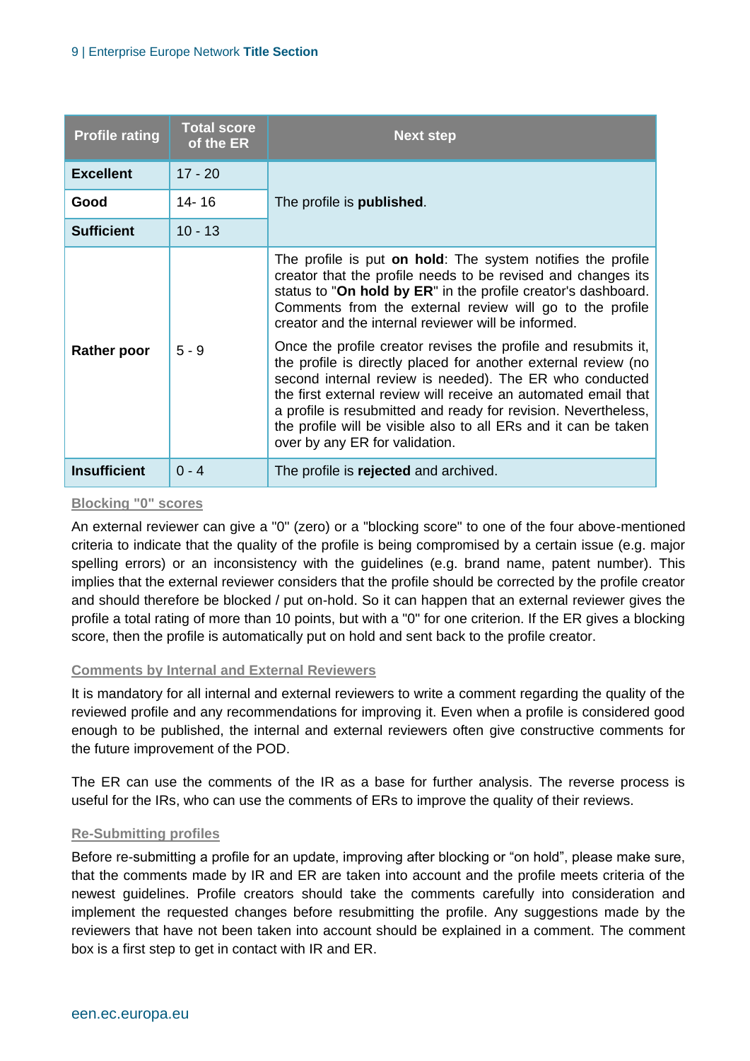| Profile rating | Total score of the ER | Next step |
|---|---|---|
| **Excellent** | 17 - 20 | The profile is **published**. |
| **Good** | 14- 16 | |
| **Sufficient** | 10 - 13 | |
| **Rather poor** | 5 - 9 | The profile is put **on hold**: The system notifies the profile creator that the profile needs to be revised and changes its status to "**On hold by ER**" in the profile creator's dashboard. Comments from the external review will go to the profile creator and the internal reviewer will be informed.<br><br>Once the profile creator revises the profile and resubmits it, the profile is directly placed for another external review (no second internal review is needed). The ER who conducted the first external review will receive an automated email that a profile is resubmitted and ready for revision. Nevertheless, the profile will be visible also to all ERs and it can be taken over by any ER for validation. |
| **Insufficient** | 0 - 4 | The profile is **rejected** and archived. |

### Blocking "0" scores

An external reviewer can give a "0" (zero) or a "blocking score" to one of the four above-mentioned criteria to indicate that the quality of the profile is being compromised by a certain issue (e.g. major spelling errors) or an inconsistency with the guidelines (e.g. brand name, patent number). This implies that the external reviewer considers that the profile should be corrected by the profile creator and should therefore be blocked / put on-hold. So it can happen that an external reviewer gives the profile a total rating of more than 10 points, but with a "0" for one criterion. If the ER gives a blocking score, then the profile is automatically put on hold and sent back to the profile creator.

### Comments by Internal and External Reviewers

It is mandatory for all internal and external reviewers to write a comment regarding the quality of the reviewed profile and any recommendations for improving it. Even when a profile is considered good enough to be published, the internal and external reviewers often give constructive comments for the future improvement of the POD.

The ER can use the comments of the IR as a base for further analysis. The reverse process is useful for the IRs, who can use the comments of ERs to improve the quality of their reviews.

### Re-Submitting profiles

Before re-submitting a profile for an update, improving after blocking or “on hold”, please make sure, that the comments made by IR and ER are taken into account and the profile meets criteria of the newest guidelines. Profile creators should take the comments carefully into consideration and implement the requested changes before resubmitting the profile. Any suggestions made by the reviewers that have not been taken into account should be explained in a comment. The comment box is a first step to get in contact with IR and ER.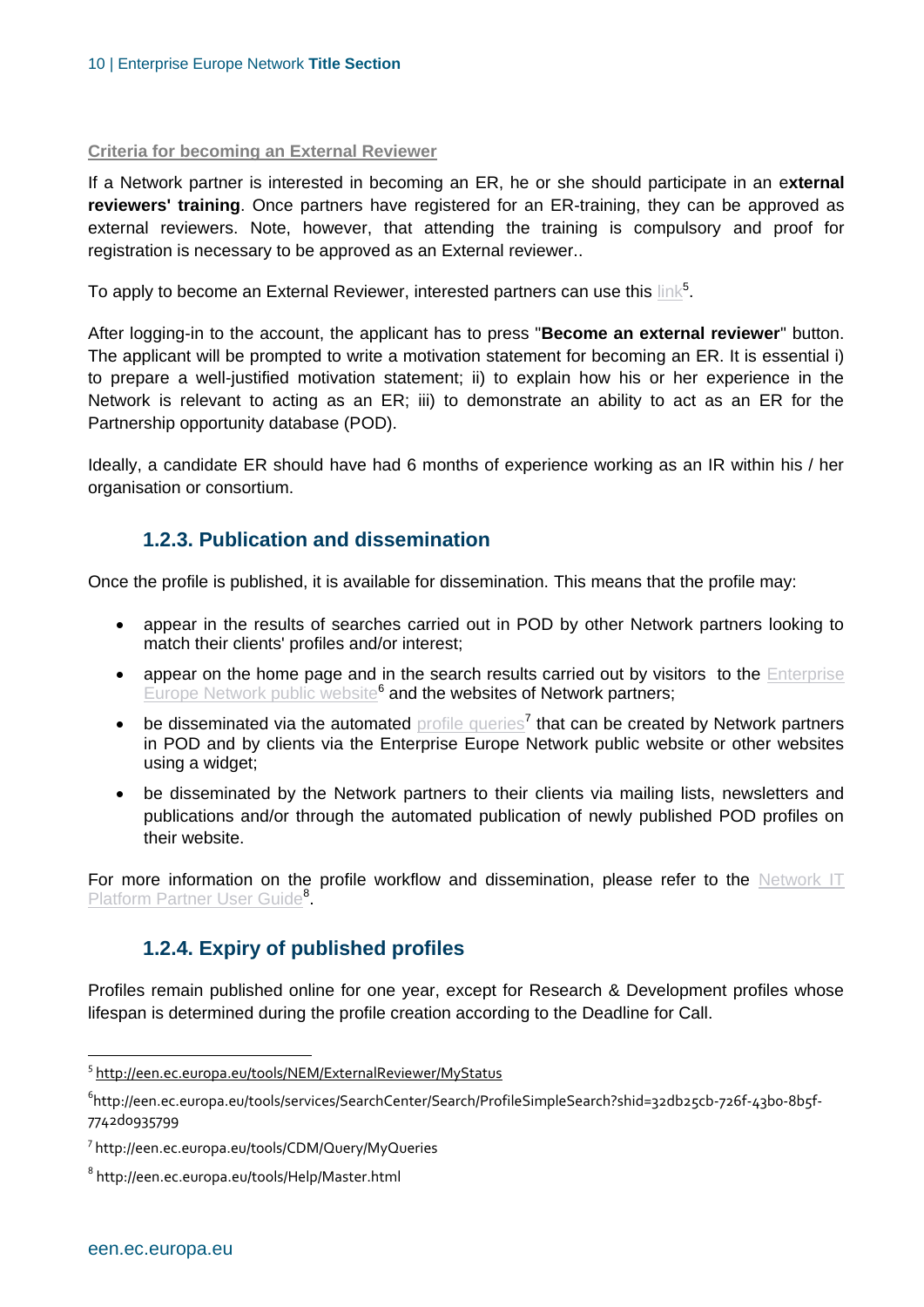**Criteria for becoming an External Reviewer**

If a Network partner is interested in becoming an ER, he or she should participate in an e**xternal reviewers' training**. Once partners have registered for an ER-training, they can be approved as external reviewers. Note, however, that attending the training is compulsory and proof for registration is necessary to be approved as an External reviewer..

To apply to become an External Reviewer, interested partners can use this link[5].

After logging-in to the account, the applicant has to press "**Become an external reviewer**" button. The applicant will be prompted to write a motivation statement for becoming an ER. It is essential i) to prepare a well-justified motivation statement; ii) to explain how his or her experience in the Network is relevant to acting as an ER; iii) to demonstrate an ability to act as an ER for the Partnership opportunity database (POD).

Ideally, a candidate ER should have had 6 months of experience working as an IR within his / her organisation or consortium.

### 1.2.3. Publication and dissemination

Once the profile is published, it is available for dissemination. This means that the profile may:

- appear in the results of searches carried out in POD by other Network partners looking to match their clients' profiles and/or interest;
- appear on the home page and in the search results carried out by visitors to the Enterprise Europe Network public website[6] and the websites of Network partners;
- be disseminated via the automated profile queries[7] that can be created by Network partners in POD and by clients via the Enterprise Europe Network public website or other websites using a widget;
- be disseminated by the Network partners to their clients via mailing lists, newsletters and publications and/or through the automated publication of newly published POD profiles on their website.

For more information on the profile workflow and dissemination, please refer to the Network IT Platform Partner User Guide[8].

### 1.2.4. Expiry of published profiles

Profiles remain published online for one year, except for Research & Development profiles whose lifespan is determined during the profile creation according to the Deadline for Call.

---

[5] http://een.ec.europa.eu/tools/NEM/ExternalReviewer/MyStatus

[6] http://een.ec.europa.eu/tools/services/SearchCenter/Search/ProfileSimpleSearch?shid=32db25cb-726f-43b0-8b5f-7742d0935799

[7] http://een.ec.europa.eu/tools/CDM/Query/MyQueries

[8] http://een.ec.europa.eu/tools/Help/Master.html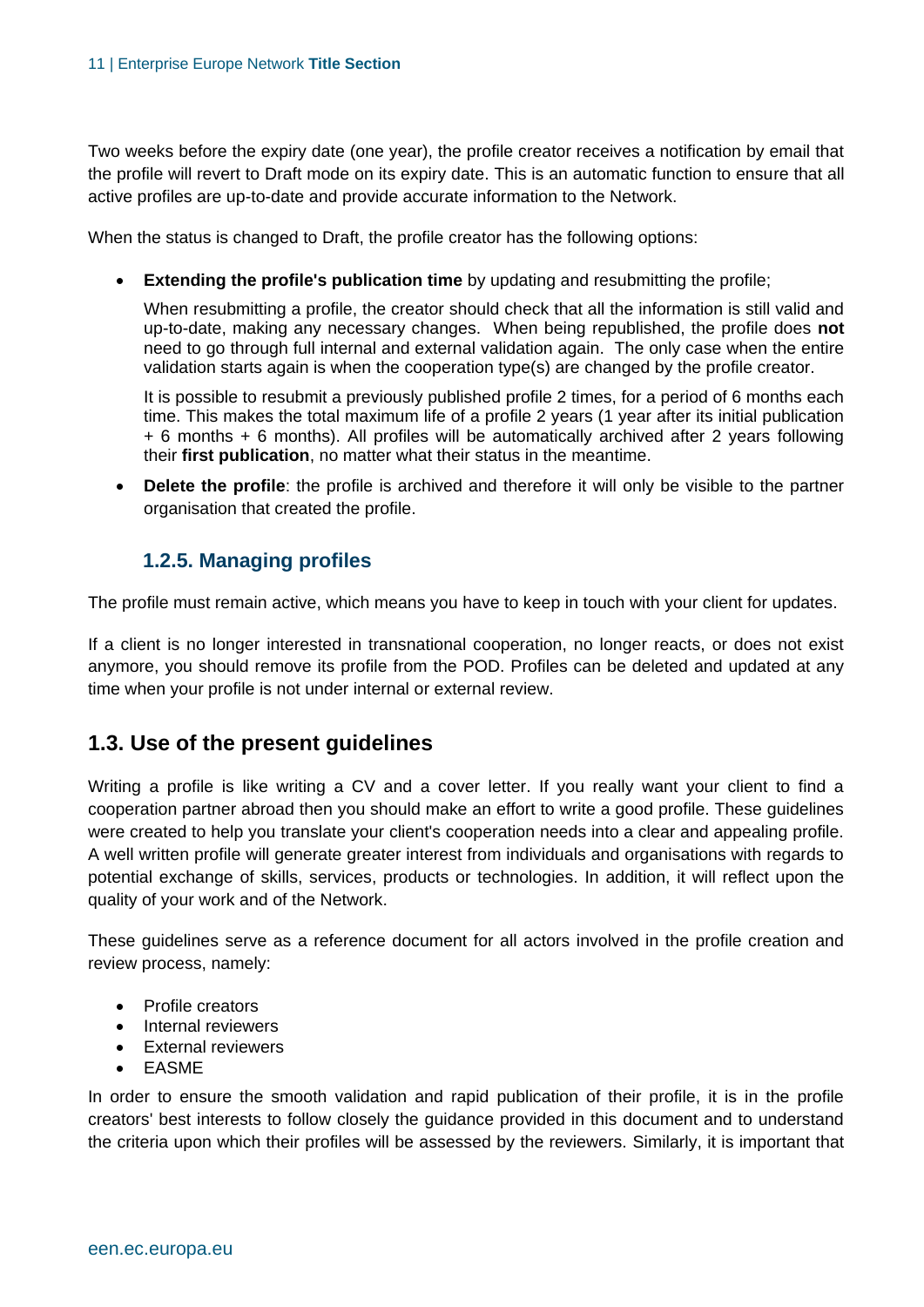Two weeks before the expiry date (one year), the profile creator receives a notification by email that the profile will revert to Draft mode on its expiry date. This is an automatic function to ensure that all active profiles are up-to-date and provide accurate information to the Network.

When the status is changed to Draft, the profile creator has the following options:

- **Extending the profile's publication time** by updating and resubmitting the profile;

  When resubmitting a profile, the creator should check that all the information is still valid and up-to-date, making any necessary changes. When being republished, the profile does **not** need to go through full internal and external validation again. The only case when the entire validation starts again is when the cooperation type(s) are changed by the profile creator.

  It is possible to resubmit a previously published profile 2 times, for a period of 6 months each time. This makes the total maximum life of a profile 2 years (1 year after its initial publication + 6 months + 6 months). All profiles will be automatically archived after 2 years following their **first publication**, no matter what their status in the meantime.

- **Delete the profile**: the profile is archived and therefore it will only be visible to the partner organisation that created the profile.

### 1.2.5. Managing profiles

The profile must remain active, which means you have to keep in touch with your client for updates.

If a client is no longer interested in transnational cooperation, no longer reacts, or does not exist anymore, you should remove its profile from the POD. Profiles can be deleted and updated at any time when your profile is not under internal or external review.

## 1.3. Use of the present guidelines

Writing a profile is like writing a CV and a cover letter. If you really want your client to find a cooperation partner abroad then you should make an effort to write a good profile. These guidelines were created to help you translate your client's cooperation needs into a clear and appealing profile. A well written profile will generate greater interest from individuals and organisations with regards to potential exchange of skills, services, products or technologies. In addition, it will reflect upon the quality of your work and of the Network.

These guidelines serve as a reference document for all actors involved in the profile creation and review process, namely:

- Profile creators
- Internal reviewers
- External reviewers
- EASME

In order to ensure the smooth validation and rapid publication of their profile, it is in the profile creators' best interests to follow closely the guidance provided in this document and to understand the criteria upon which their profiles will be assessed by the reviewers. Similarly, it is important that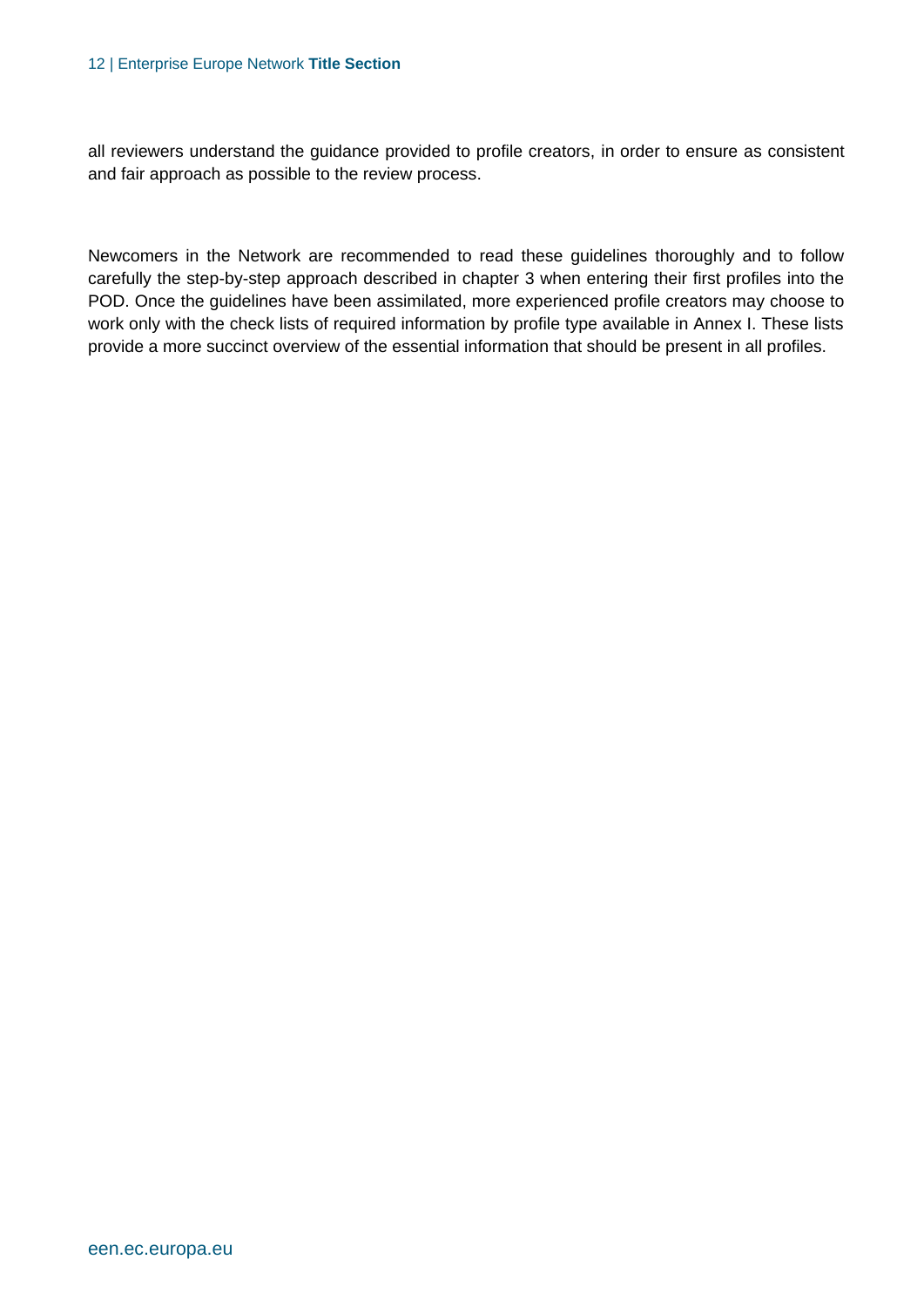all reviewers understand the guidance provided to profile creators, in order to ensure as consistent and fair approach as possible to the review process.

Newcomers in the Network are recommended to read these guidelines thoroughly and to follow carefully the step-by-step approach described in chapter 3 when entering their first profiles into the POD. Once the guidelines have been assimilated, more experienced profile creators may choose to work only with the check lists of required information by profile type available in Annex I. These lists provide a more succinct overview of the essential information that should be present in all profiles.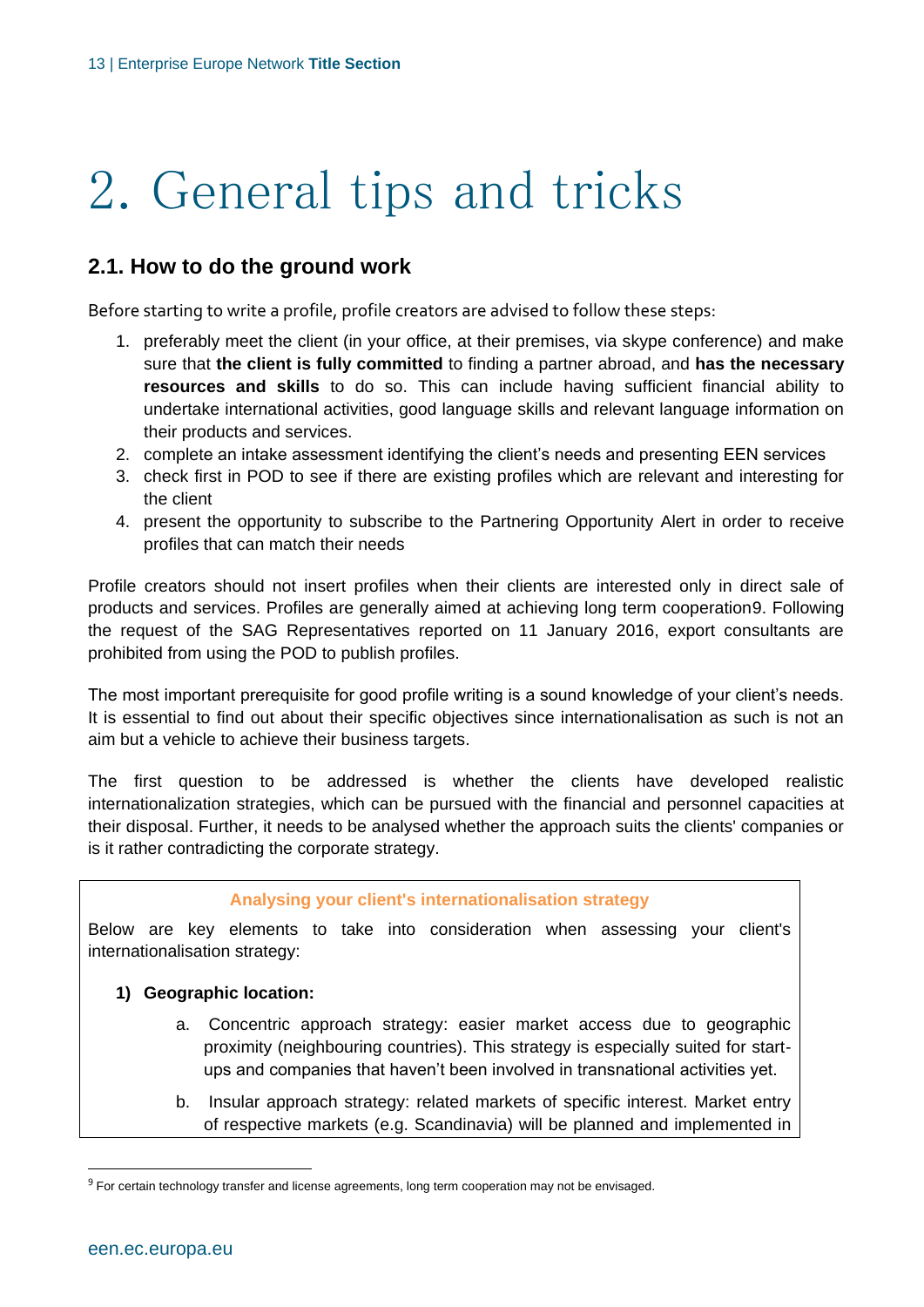# 2. General tips and tricks

## 2.1. How to do the ground work

Before starting to write a profile, profile creators are advised to follow these steps:

1. preferably meet the client (in your office, at their premises, via skype conference) and make sure that **the client is fully committed** to finding a partner abroad, and **has the necessary resources and skills** to do so. This can include having sufficient financial ability to undertake international activities, good language skills and relevant language information on their products and services.
2. complete an intake assessment identifying the client's needs and presenting EEN services
3. check first in POD to see if there are existing profiles which are relevant and interesting for the client
4. present the opportunity to subscribe to the Partnering Opportunity Alert in order to receive profiles that can match their needs

Profile creators should not insert profiles when their clients are interested only in direct sale of products and services. Profiles are generally aimed at achieving long term cooperation[9]. Following the request of the SAG Representatives reported on 11 January 2016, export consultants are prohibited from using the POD to publish profiles.

The most important prerequisite for good profile writing is a sound knowledge of your client's needs. It is essential to find out about their specific objectives since internationalisation as such is not an aim but a vehicle to achieve their business targets.

The first question to be addressed is whether the clients have developed realistic internationalization strategies, which can be pursued with the financial and personnel capacities at their disposal. Further, it needs to be analysed whether the approach suits the clients' companies or is it rather contradicting the corporate strategy.

**Analysing your client's internationalisation strategy**

Below are key elements to take into consideration when assessing your client's internationalisation strategy:

1) **Geographic location:**
   a. Concentric approach strategy: easier market access due to geographic proximity (neighbouring countries). This strategy is especially suited for start-ups and companies that haven't been involved in transnational activities yet.
   b. Insular approach strategy: related markets of specific interest. Market entry of respective markets (e.g. Scandinavia) will be planned and implemented in

[9] For certain technology transfer and license agreements, long term cooperation may not be envisaged.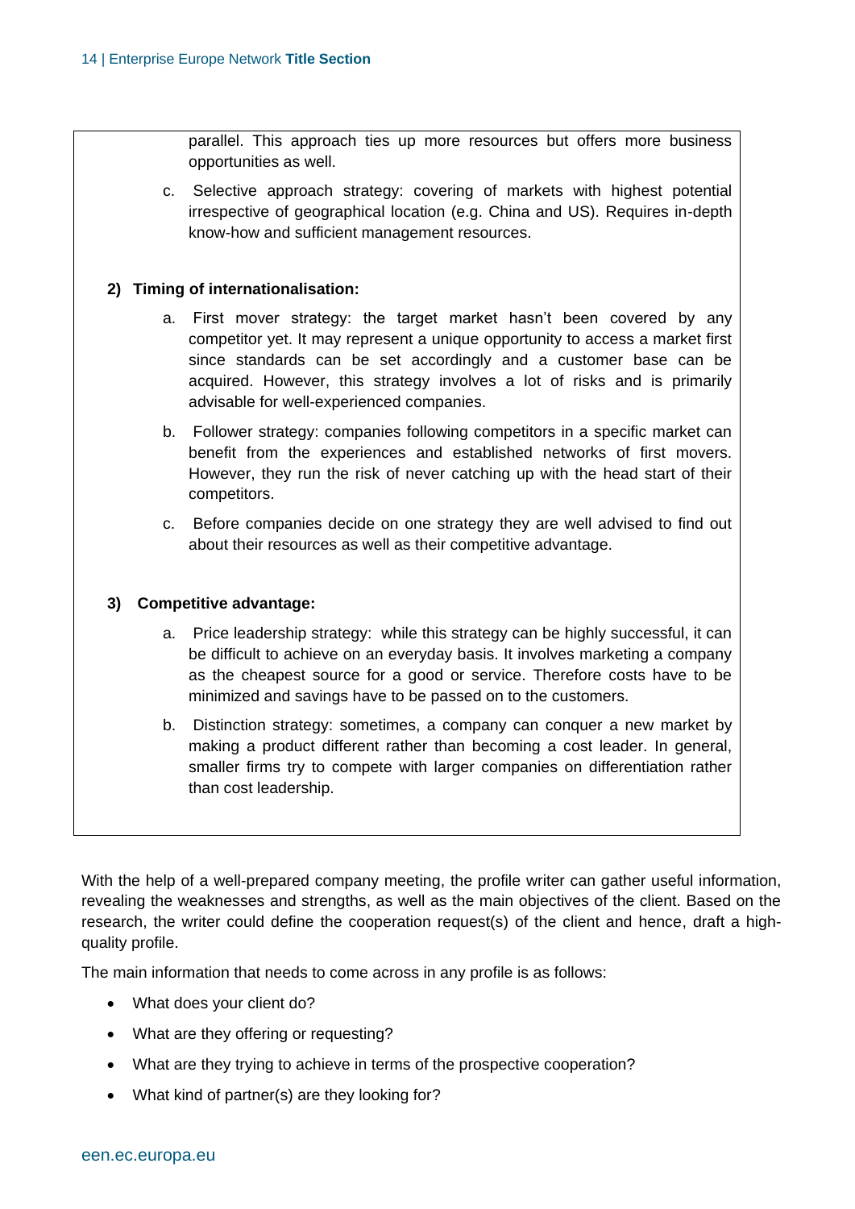parallel. This approach ties up more resources but offers more business opportunities as well.

c. Selective approach strategy: covering of markets with highest potential irrespective of geographical location (e.g. China and US). Requires in-depth know-how and sufficient management resources.

**2) Timing of internationalisation:**

a. First mover strategy: the target market hasn't been covered by any competitor yet. It may represent a unique opportunity to access a market first since standards can be set accordingly and a customer base can be acquired. However, this strategy involves a lot of risks and is primarily advisable for well-experienced companies.

b. Follower strategy: companies following competitors in a specific market can benefit from the experiences and established networks of first movers. However, they run the risk of never catching up with the head start of their competitors.

c. Before companies decide on one strategy they are well advised to find out about their resources as well as their competitive advantage.

**3) Competitive advantage:**

a. Price leadership strategy: while this strategy can be highly successful, it can be difficult to achieve on an everyday basis. It involves marketing a company as the cheapest source for a good or service. Therefore costs have to be minimized and savings have to be passed on to the customers.

b. Distinction strategy: sometimes, a company can conquer a new market by making a product different rather than becoming a cost leader. In general, smaller firms try to compete with larger companies on differentiation rather than cost leadership.

With the help of a well-prepared company meeting, the profile writer can gather useful information, revealing the weaknesses and strengths, as well as the main objectives of the client. Based on the research, the writer could define the cooperation request(s) of the client and hence, draft a high-quality profile.

The main information that needs to come across in any profile is as follows:

- What does your client do?
- What are they offering or requesting?
- What are they trying to achieve in terms of the prospective cooperation?
- What kind of partner(s) are they looking for?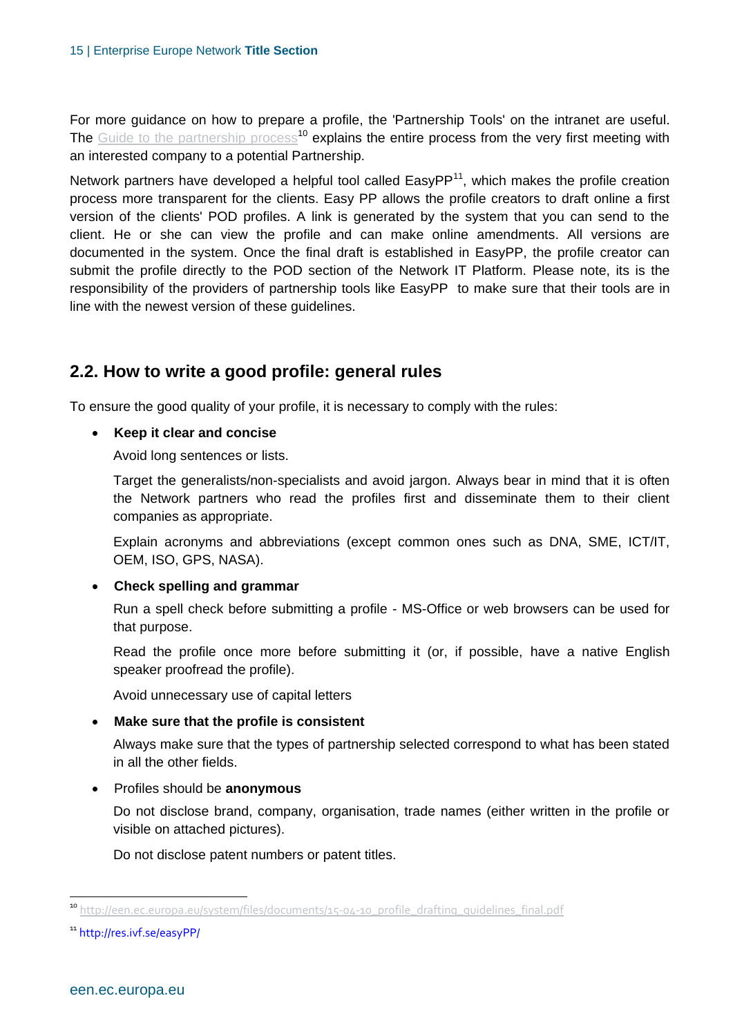For more guidance on how to prepare a profile, the 'Partnership Tools' on the intranet are useful. The Guide to the partnership process[10] explains the entire process from the very first meeting with an interested company to a potential Partnership.

Network partners have developed a helpful tool called EasyPP[11], which makes the profile creation process more transparent for the clients. Easy PP allows the profile creators to draft online a first version of the clients' POD profiles. A link is generated by the system that you can send to the client. He or she can view the profile and can make online amendments. All versions are documented in the system. Once the final draft is established in EasyPP, the profile creator can submit the profile directly to the POD section of the Network IT Platform. Please note, its is the responsibility of the providers of partnership tools like EasyPP to make sure that their tools are in line with the newest version of these guidelines.

## 2.2. How to write a good profile: general rules

To ensure the good quality of your profile, it is necessary to comply with the rules:

- **Keep it clear and concise**

  Avoid long sentences or lists.

  Target the generalists/non-specialists and avoid jargon. Always bear in mind that it is often the Network partners who read the profiles first and disseminate them to their client companies as appropriate.

  Explain acronyms and abbreviations (except common ones such as DNA, SME, ICT/IT, OEM, ISO, GPS, NASA).

- **Check spelling and grammar**

  Run a spell check before submitting a profile - MS-Office or web browsers can be used for that purpose.

  Read the profile once more before submitting it (or, if possible, have a native English speaker proofread the profile).

  Avoid unnecessary use of capital letters

- **Make sure that the profile is consistent**

  Always make sure that the types of partnership selected correspond to what has been stated in all the other fields.

- Profiles should be **anonymous**

  Do not disclose brand, company, organisation, trade names (either written in the profile or visible on attached pictures).

  Do not disclose patent numbers or patent titles.

---

[10] http://een.ec.europa.eu/system/files/documents/15-04-10_profile_drafting_guidelines_final.pdf

[11] http://res.ivf.se/easyPP/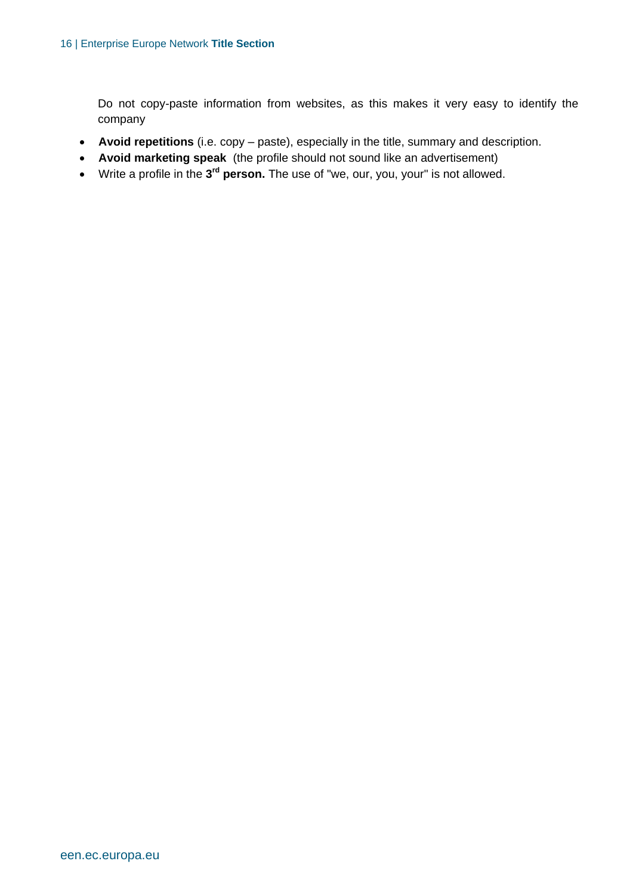Do not copy-paste information from websites, as this makes it very easy to identify the company

- **Avoid repetitions** (i.e. copy – paste), especially in the title, summary and description.
- **Avoid marketing speak** (the profile should not sound like an advertisement)
- Write a profile in the **3rd person.** The use of "we, our, you, your" is not allowed.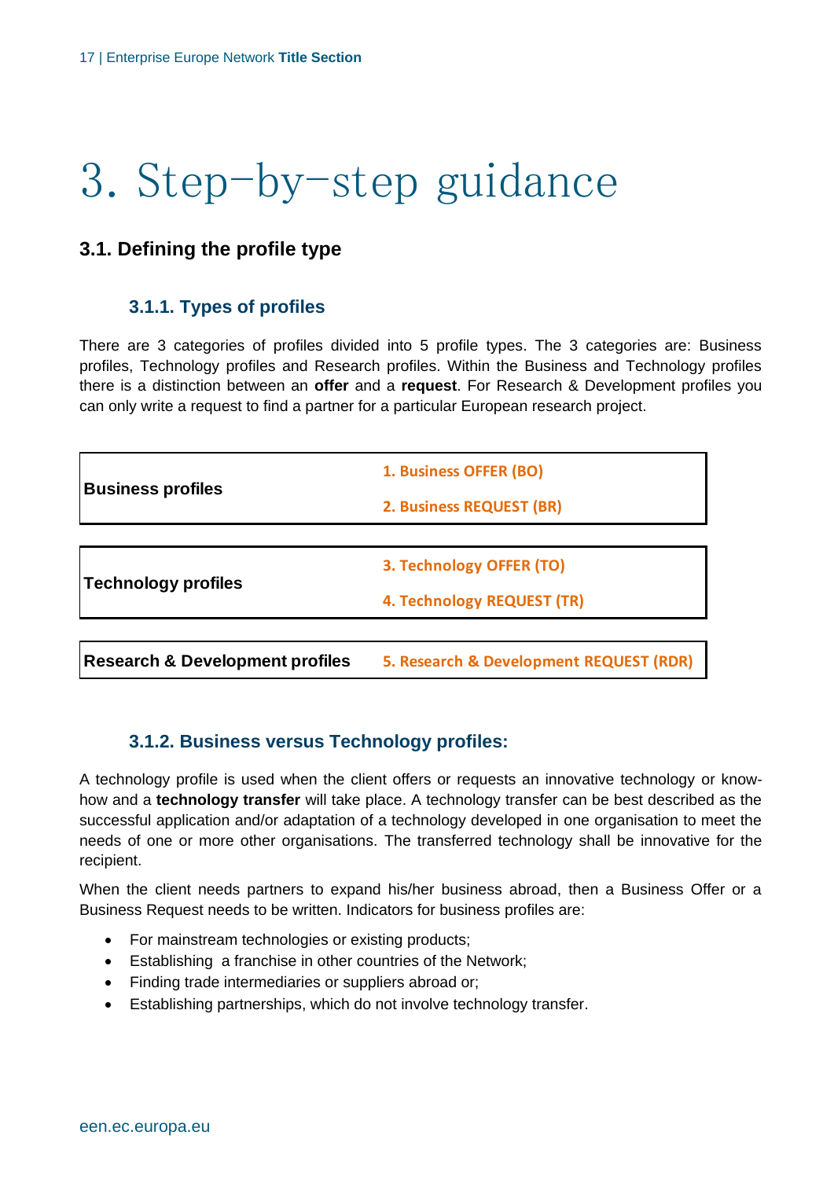# 3. Step-by-step guidance

## 3.1. Defining the profile type

### 3.1.1. Types of profiles

There are 3 categories of profiles divided into 5 profile types. The 3 categories are: Business profiles, Technology profiles and Research profiles. Within the Business and Technology profiles there is a distinction between an **offer** and a **request**. For Research & Development profiles you can only write a request to find a partner for a particular European research project.

| **Business profiles** | **1. Business OFFER (BO)**<br>**2. Business REQUEST (BR)** |
|---|---|
| **Technology profiles** | **3. Technology OFFER (TO)**<br>**4. Technology REQUEST (TR)** |
| **Research & Development profiles** | **5. Research & Development REQUEST (RDR)** |

### 3.1.2. Business versus Technology profiles:

A technology profile is used when the client offers or requests an innovative technology or know-how and a **technology transfer** will take place. A technology transfer can be best described as the successful application and/or adaptation of a technology developed in one organisation to meet the needs of one or more other organisations. The transferred technology shall be innovative for the recipient.

When the client needs partners to expand his/her business abroad, then a Business Offer or a Business Request needs to be written. Indicators for business profiles are:

- For mainstream technologies or existing products;
- Establishing a franchise in other countries of the Network;
- Finding trade intermediaries or suppliers abroad or;
- Establishing partnerships, which do not involve technology transfer.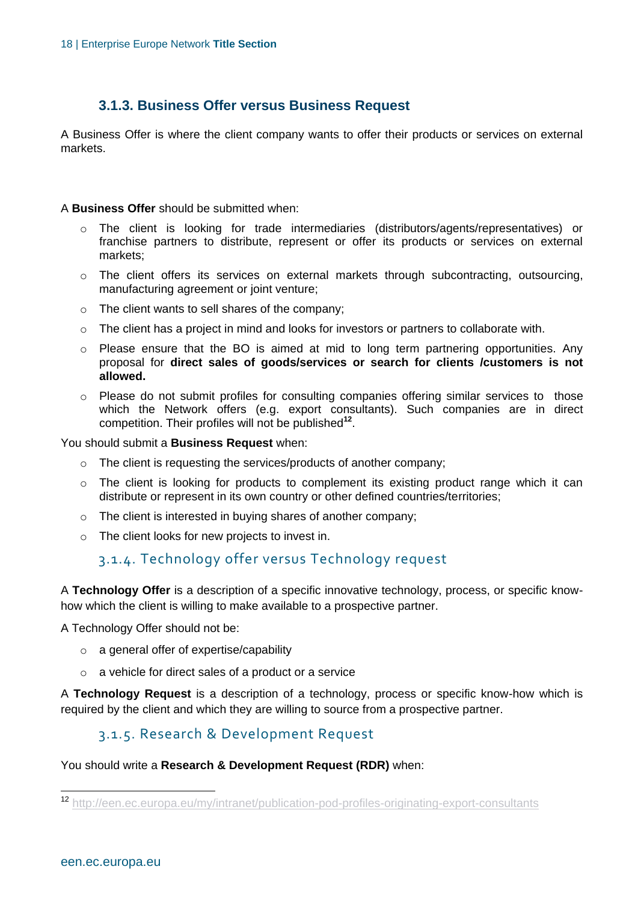### 3.1.3. Business Offer versus Business Request

A Business Offer is where the client company wants to offer their products or services on external markets.

A **Business Offer** should be submitted when:

- The client is looking for trade intermediaries (distributors/agents/representatives) or franchise partners to distribute, represent or offer its products or services on external markets;
- The client offers its services on external markets through subcontracting, outsourcing, manufacturing agreement or joint venture;
- The client wants to sell shares of the company;
- The client has a project in mind and looks for investors or partners to collaborate with.
- Please ensure that the BO is aimed at mid to long term partnering opportunities. Any proposal for **direct sales of goods/services or search for clients /customers is not allowed.**
- Please do not submit profiles for consulting companies offering similar services to those which the Network offers (e.g. export consultants). Such companies are in direct competition. Their profiles will not be published[12].

You should submit a **Business Request** when:

- The client is requesting the services/products of another company;
- The client is looking for products to complement its existing product range which it can distribute or represent in its own country or other defined countries/territories;
- The client is interested in buying shares of another company;
- The client looks for new projects to invest in.

### 3.1.4. Technology offer versus Technology request

A **Technology Offer** is a description of a specific innovative technology, process, or specific know-how which the client is willing to make available to a prospective partner.

A Technology Offer should not be:

- a general offer of expertise/capability
- a vehicle for direct sales of a product or a service

A **Technology Request** is a description of a technology, process or specific know-how which is required by the client and which they are willing to source from a prospective partner.

### 3.1.5. Research & Development Request

You should write a **Research & Development Request (RDR)** when:

[12] http://een.ec.europa.eu/my/intranet/publication-pod-profiles-originating-export-consultants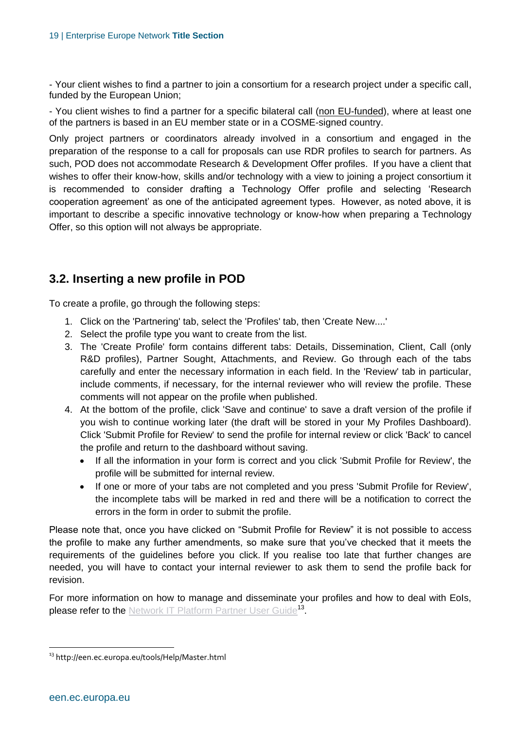- Your client wishes to find a partner to join a consortium for a research project under a specific call, funded by the European Union;

- You client wishes to find a partner for a specific bilateral call (non EU-funded), where at least one of the partners is based in an EU member state or in a COSME-signed country.

Only project partners or coordinators already involved in a consortium and engaged in the preparation of the response to a call for proposals can use RDR profiles to search for partners. As such, POD does not accommodate Research & Development Offer profiles. If you have a client that wishes to offer their know-how, skills and/or technology with a view to joining a project consortium it is recommended to consider drafting a Technology Offer profile and selecting 'Research cooperation agreement' as one of the anticipated agreement types. However, as noted above, it is important to describe a specific innovative technology or know-how when preparing a Technology Offer, so this option will not always be appropriate.

## 3.2. Inserting a new profile in POD

To create a profile, go through the following steps:

1. Click on the 'Partnering' tab, select the 'Profiles' tab, then 'Create New....'
2. Select the profile type you want to create from the list.
3. The 'Create Profile' form contains different tabs: Details, Dissemination, Client, Call (only R&D profiles), Partner Sought, Attachments, and Review. Go through each of the tabs carefully and enter the necessary information in each field. In the 'Review' tab in particular, include comments, if necessary, for the internal reviewer who will review the profile. These comments will not appear on the profile when published.
4. At the bottom of the profile, click 'Save and continue' to save a draft version of the profile if you wish to continue working later (the draft will be stored in your My Profiles Dashboard). Click 'Submit Profile for Review' to send the profile for internal review or click 'Back' to cancel the profile and return to the dashboard without saving.
   - If all the information in your form is correct and you click 'Submit Profile for Review', the profile will be submitted for internal review.
   - If one or more of your tabs are not completed and you press 'Submit Profile for Review', the incomplete tabs will be marked in red and there will be a notification to correct the errors in the form in order to submit the profile.

Please note that, once you have clicked on "Submit Profile for Review" it is not possible to access the profile to make any further amendments, so make sure that you've checked that it meets the requirements of the guidelines before you click. If you realise too late that further changes are needed, you will have to contact your internal reviewer to ask them to send the profile back for revision.

For more information on how to manage and disseminate your profiles and how to deal with EoIs, please refer to the Network IT Platform Partner User Guide[13].

[13] http://een.ec.europa.eu/tools/Help/Master.html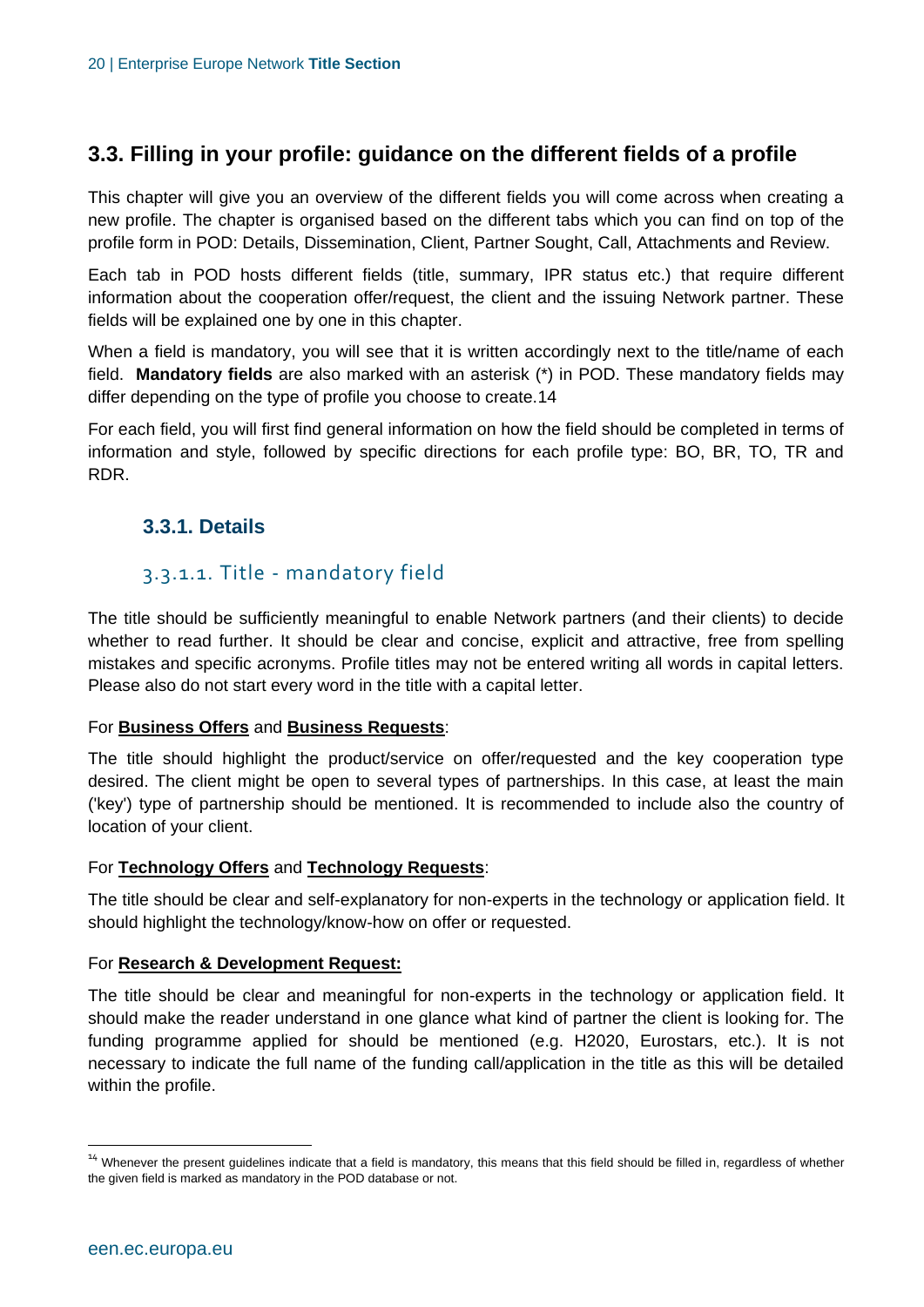## 3.3. Filling in your profile: guidance on the different fields of a profile

This chapter will give you an overview of the different fields you will come across when creating a new profile. The chapter is organised based on the different tabs which you can find on top of the profile form in POD: Details, Dissemination, Client, Partner Sought, Call, Attachments and Review.

Each tab in POD hosts different fields (title, summary, IPR status etc.) that require different information about the cooperation offer/request, the client and the issuing Network partner. These fields will be explained one by one in this chapter.

When a field is mandatory, you will see that it is written accordingly next to the title/name of each field. **Mandatory fields** are also marked with an asterisk (*) in POD. These mandatory fields may differ depending on the type of profile you choose to create.[14]

For each field, you will first find general information on how the field should be completed in terms of information and style, followed by specific directions for each profile type: BO, BR, TO, TR and RDR.

### 3.3.1. Details

#### 3.3.1.1. Title - mandatory field

The title should be sufficiently meaningful to enable Network partners (and their clients) to decide whether to read further. It should be clear and concise, explicit and attractive, free from spelling mistakes and specific acronyms. Profile titles may not be entered writing all words in capital letters. Please also do not start every word in the title with a capital letter.

For **Business Offers** and **Business Requests**:

The title should highlight the product/service on offer/requested and the key cooperation type desired. The client might be open to several types of partnerships. In this case, at least the main ('key') type of partnership should be mentioned. It is recommended to include also the country of location of your client.

For **Technology Offers** and **Technology Requests**:

The title should be clear and self-explanatory for non-experts in the technology or application field. It should highlight the technology/know-how on offer or requested.

For **Research & Development Request:**

The title should be clear and meaningful for non-experts in the technology or application field. It should make the reader understand in one glance what kind of partner the client is looking for. The funding programme applied for should be mentioned (e.g. H2020, Eurostars, etc.). It is not necessary to indicate the full name of the funding call/application in the title as this will be detailed within the profile.

---

[14] Whenever the present guidelines indicate that a field is mandatory, this means that this field should be filled in, regardless of whether the given field is marked as mandatory in the POD database or not.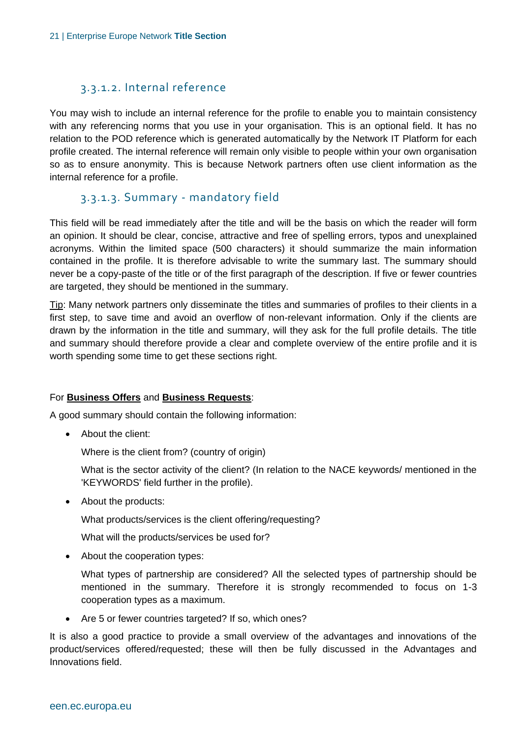### 3.3.1.2. Internal reference

You may wish to include an internal reference for the profile to enable you to maintain consistency with any referencing norms that you use in your organisation. This is an optional field. It has no relation to the POD reference which is generated automatically by the Network IT Platform for each profile created. The internal reference will remain only visible to people within your own organisation so as to ensure anonymity. This is because Network partners often use client information as the internal reference for a profile.

### 3.3.1.3. Summary - mandatory field

This field will be read immediately after the title and will be the basis on which the reader will form an opinion. It should be clear, concise, attractive and free of spelling errors, typos and unexplained acronyms. Within the limited space (500 characters) it should summarize the main information contained in the profile. It is therefore advisable to write the summary last. The summary should never be a copy-paste of the title or of the first paragraph of the description. If five or fewer countries are targeted, they should be mentioned in the summary.

Tip: Many network partners only disseminate the titles and summaries of profiles to their clients in a first step, to save time and avoid an overflow of non-relevant information. Only if the clients are drawn by the information in the title and summary, will they ask for the full profile details. The title and summary should therefore provide a clear and complete overview of the entire profile and it is worth spending some time to get these sections right.

For **Business Offers** and **Business Requests**:

A good summary should contain the following information:

- About the client:

  Where is the client from? (country of origin)

  What is the sector activity of the client? (In relation to the NACE keywords/ mentioned in the 'KEYWORDS' field further in the profile).

- About the products:

  What products/services is the client offering/requesting?

  What will the products/services be used for?

- About the cooperation types:

  What types of partnership are considered? All the selected types of partnership should be mentioned in the summary. Therefore it is strongly recommended to focus on 1-3 cooperation types as a maximum.

- Are 5 or fewer countries targeted? If so, which ones?

It is also a good practice to provide a small overview of the advantages and innovations of the product/services offered/requested; these will then be fully discussed in the Advantages and Innovations field.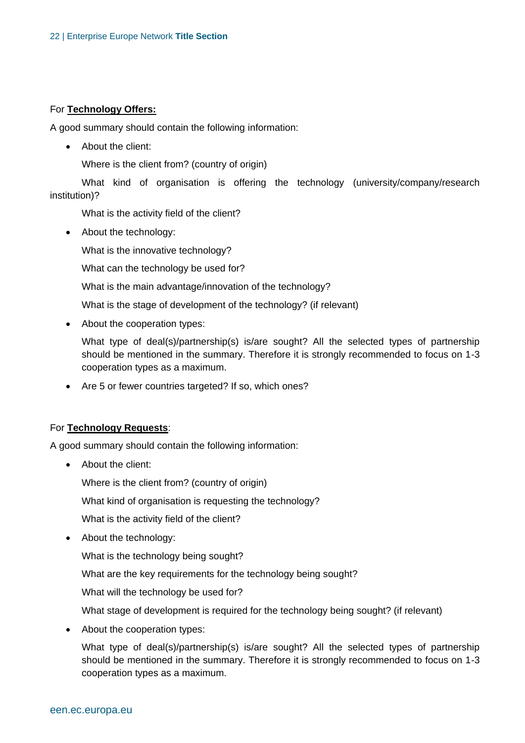For **Technology Offers:**

A good summary should contain the following information:

- About the client:

  Where is the client from? (country of origin)

  What kind of organisation is offering the technology (university/company/research institution)?

  What is the activity field of the client?

- About the technology:

  What is the innovative technology?

  What can the technology be used for?

  What is the main advantage/innovation of the technology?

  What is the stage of development of the technology? (if relevant)

- About the cooperation types:

  What type of deal(s)/partnership(s) is/are sought? All the selected types of partnership should be mentioned in the summary. Therefore it is strongly recommended to focus on 1-3 cooperation types as a maximum.

- Are 5 or fewer countries targeted? If so, which ones?

For **Technology Requests**:

A good summary should contain the following information:

- About the client:

  Where is the client from? (country of origin)

  What kind of organisation is requesting the technology?

  What is the activity field of the client?

- About the technology:

  What is the technology being sought?

  What are the key requirements for the technology being sought?

  What will the technology be used for?

  What stage of development is required for the technology being sought? (if relevant)

- About the cooperation types:

  What type of deal(s)/partnership(s) is/are sought? All the selected types of partnership should be mentioned in the summary. Therefore it is strongly recommended to focus on 1-3 cooperation types as a maximum.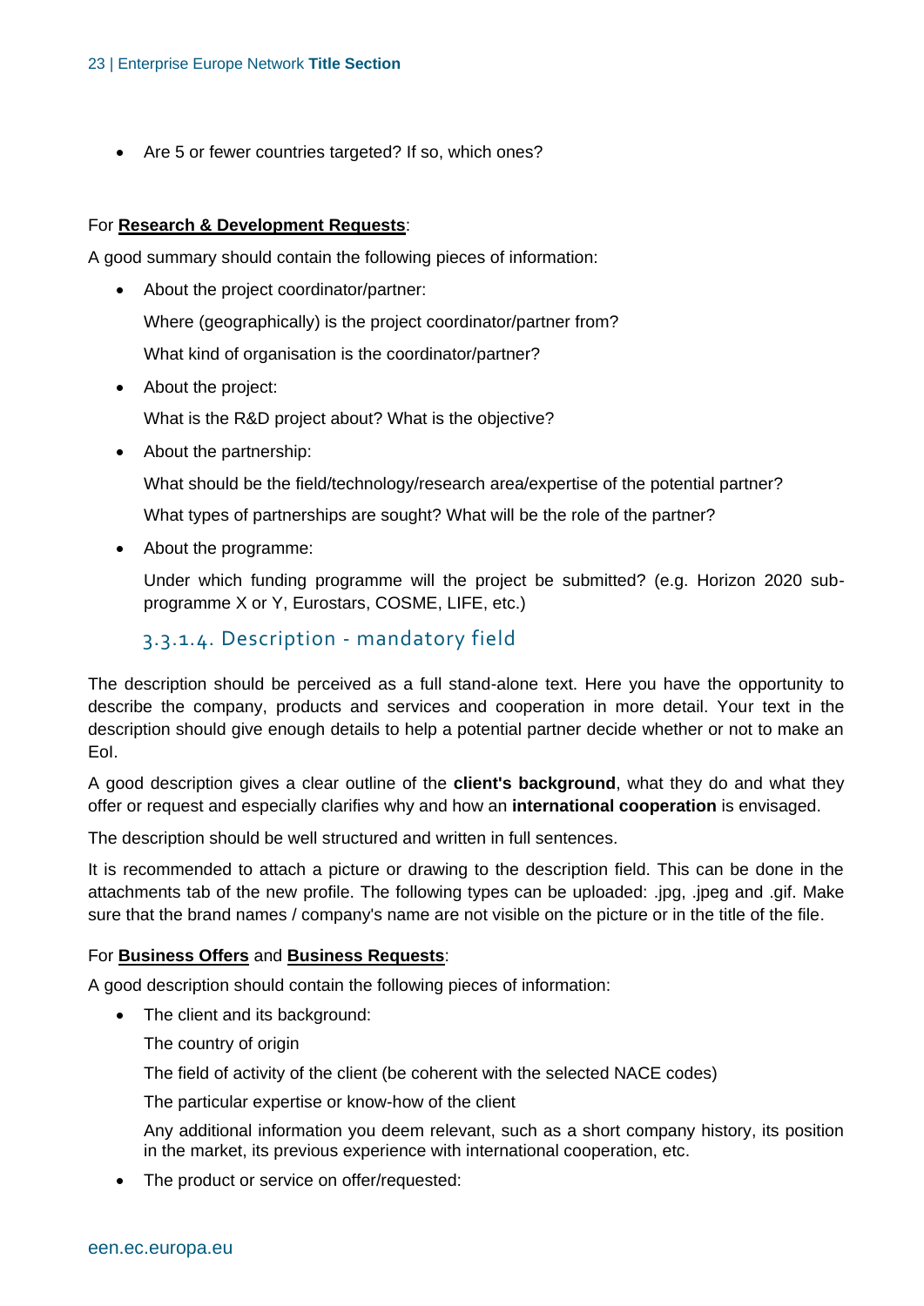- Are 5 or fewer countries targeted? If so, which ones?

For **Research & Development Requests**:

A good summary should contain the following pieces of information:

- About the project coordinator/partner:

  Where (geographically) is the project coordinator/partner from?

  What kind of organisation is the coordinator/partner?

- About the project:

  What is the R&D project about? What is the objective?

- About the partnership:

  What should be the field/technology/research area/expertise of the potential partner?

  What types of partnerships are sought? What will be the role of the partner?

- About the programme:

  Under which funding programme will the project be submitted? (e.g. Horizon 2020 sub-programme X or Y, Eurostars, COSME, LIFE, etc.)

### 3.3.1.4. Description - mandatory field

The description should be perceived as a full stand-alone text. Here you have the opportunity to describe the company, products and services and cooperation in more detail. Your text in the description should give enough details to help a potential partner decide whether or not to make an EoI.

A good description gives a clear outline of the **client's background**, what they do and what they offer or request and especially clarifies why and how an **international cooperation** is envisaged.

The description should be well structured and written in full sentences.

It is recommended to attach a picture or drawing to the description field. This can be done in the attachments tab of the new profile. The following types can be uploaded: .jpg, .jpeg and .gif. Make sure that the brand names / company's name are not visible on the picture or in the title of the file.

For **Business Offers** and **Business Requests**:

A good description should contain the following pieces of information:

- The client and its background:

  The country of origin

  The field of activity of the client (be coherent with the selected NACE codes)

  The particular expertise or know-how of the client

  Any additional information you deem relevant, such as a short company history, its position in the market, its previous experience with international cooperation, etc.

- The product or service on offer/requested: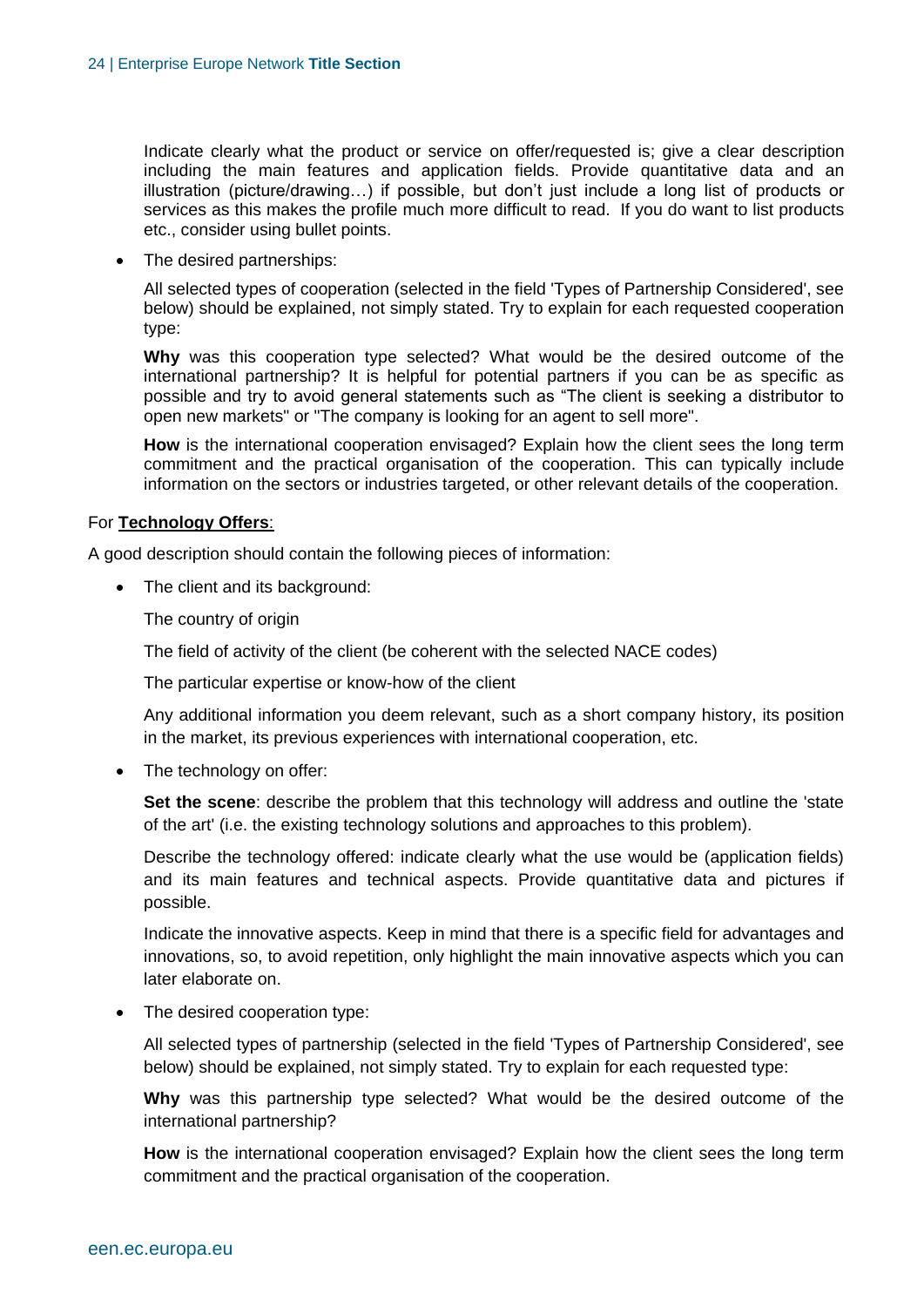Indicate clearly what the product or service on offer/requested is; give a clear description including the main features and application fields. Provide quantitative data and an illustration (picture/drawing…) if possible, but don't just include a long list of products or services as this makes the profile much more difficult to read. If you do want to list products etc., consider using bullet points.

- The desired partnerships:

  All selected types of cooperation (selected in the field 'Types of Partnership Considered', see below) should be explained, not simply stated. Try to explain for each requested cooperation type:

  **Why** was this cooperation type selected? What would be the desired outcome of the international partnership? It is helpful for potential partners if you can be as specific as possible and try to avoid general statements such as "The client is seeking a distributor to open new markets" or "The company is looking for an agent to sell more".

  **How** is the international cooperation envisaged? Explain how the client sees the long term commitment and the practical organisation of the cooperation. This can typically include information on the sectors or industries targeted, or other relevant details of the cooperation.

For **<u>Technology Offers</u>**:

A good description should contain the following pieces of information:

- The client and its background:

  The country of origin

  The field of activity of the client (be coherent with the selected NACE codes)

  The particular expertise or know-how of the client

  Any additional information you deem relevant, such as a short company history, its position in the market, its previous experiences with international cooperation, etc.

- The technology on offer:

  **Set the scene**: describe the problem that this technology will address and outline the 'state of the art' (i.e. the existing technology solutions and approaches to this problem).

  Describe the technology offered: indicate clearly what the use would be (application fields) and its main features and technical aspects. Provide quantitative data and pictures if possible.

  Indicate the innovative aspects. Keep in mind that there is a specific field for advantages and innovations, so, to avoid repetition, only highlight the main innovative aspects which you can later elaborate on.

- The desired cooperation type:

  All selected types of partnership (selected in the field 'Types of Partnership Considered', see below) should be explained, not simply stated. Try to explain for each requested type:

  **Why** was this partnership type selected? What would be the desired outcome of the international partnership?

  **How** is the international cooperation envisaged? Explain how the client sees the long term commitment and the practical organisation of the cooperation.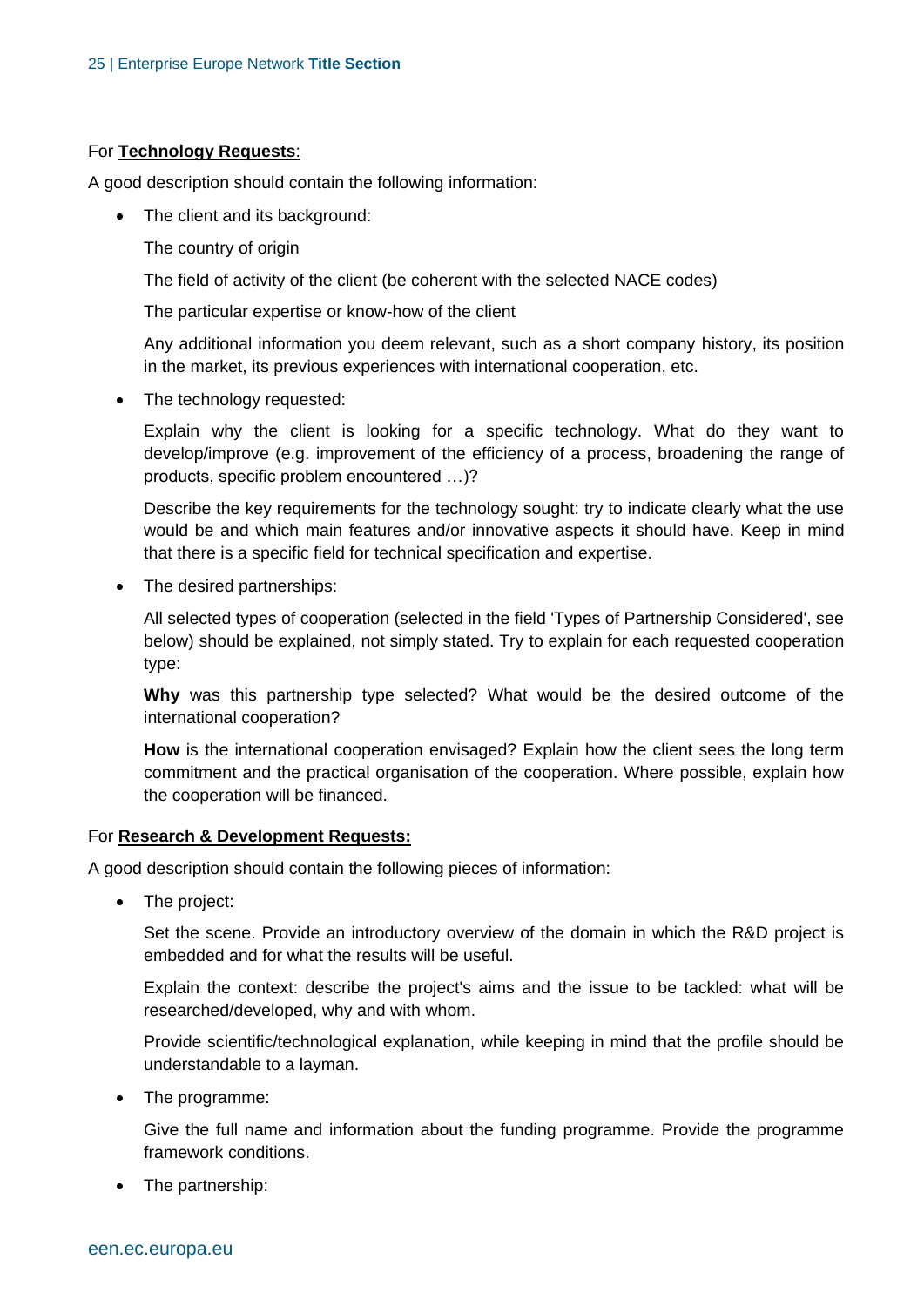For **<u>Technology Requests</u>**:

A good description should contain the following information:

- The client and its background:

  The country of origin

  The field of activity of the client (be coherent with the selected NACE codes)

  The particular expertise or know-how of the client

  Any additional information you deem relevant, such as a short company history, its position in the market, its previous experiences with international cooperation, etc.

- The technology requested:

  Explain why the client is looking for a specific technology. What do they want to develop/improve (e.g. improvement of the efficiency of a process, broadening the range of products, specific problem encountered …)?

  Describe the key requirements for the technology sought: try to indicate clearly what the use would be and which main features and/or innovative aspects it should have. Keep in mind that there is a specific field for technical specification and expertise.

- The desired partnerships:

  All selected types of cooperation (selected in the field 'Types of Partnership Considered', see below) should be explained, not simply stated. Try to explain for each requested cooperation type:

  **Why** was this partnership type selected? What would be the desired outcome of the international cooperation?

  **How** is the international cooperation envisaged? Explain how the client sees the long term commitment and the practical organisation of the cooperation. Where possible, explain how the cooperation will be financed.

For **<u>Research & Development Requests:</u>**

A good description should contain the following pieces of information:

- The project:

  Set the scene. Provide an introductory overview of the domain in which the R&D project is embedded and for what the results will be useful.

  Explain the context: describe the project's aims and the issue to be tackled: what will be researched/developed, why and with whom.

  Provide scientific/technological explanation, while keeping in mind that the profile should be understandable to a layman.

- The programme:

  Give the full name and information about the funding programme. Provide the programme framework conditions.

- The partnership: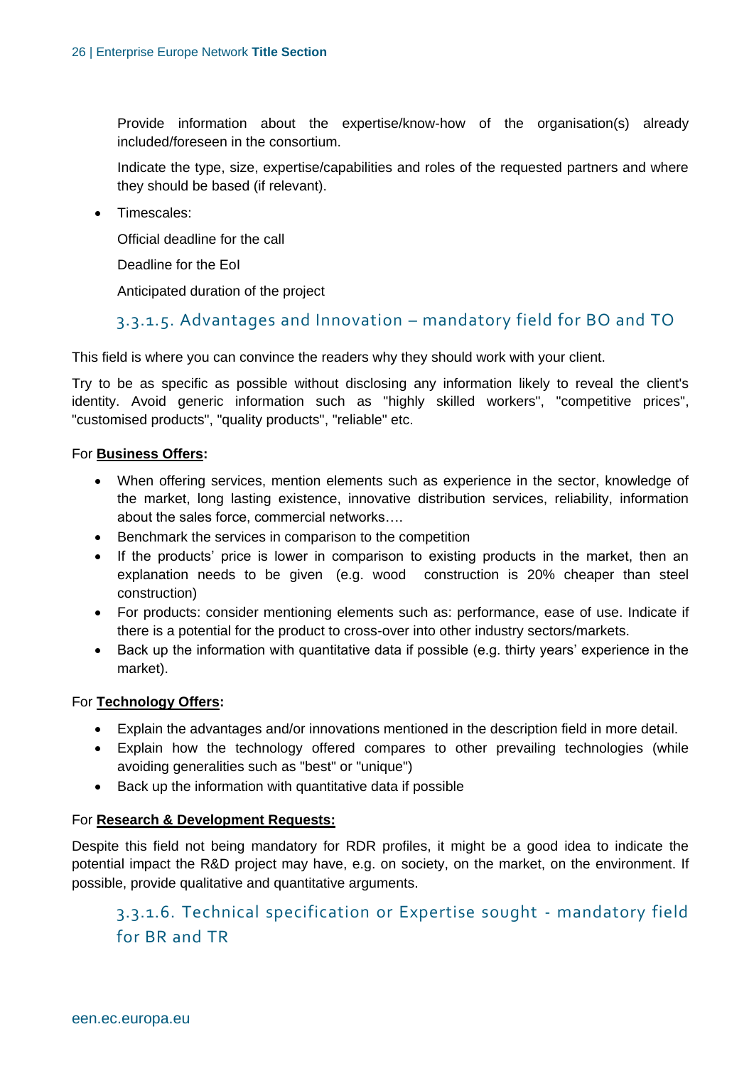Provide information about the expertise/know-how of the organisation(s) already included/foreseen in the consortium.

Indicate the type, size, expertise/capabilities and roles of the requested partners and where they should be based (if relevant).

- Timescales:

  Official deadline for the call

  Deadline for the EoI

  Anticipated duration of the project

### 3.3.1.5. Advantages and Innovation – mandatory field for BO and TO

This field is where you can convince the readers why they should work with your client.

Try to be as specific as possible without disclosing any information likely to reveal the client's identity. Avoid generic information such as "highly skilled workers", "competitive prices", "customised products", "quality products", "reliable" etc.

For **Business Offers**:

- When offering services, mention elements such as experience in the sector, knowledge of the market, long lasting existence, innovative distribution services, reliability, information about the sales force, commercial networks….
- Benchmark the services in comparison to the competition
- If the products' price is lower in comparison to existing products in the market, then an explanation needs to be given (e.g. wood construction is 20% cheaper than steel construction)
- For products: consider mentioning elements such as: performance, ease of use. Indicate if there is a potential for the product to cross-over into other industry sectors/markets.
- Back up the information with quantitative data if possible (e.g. thirty years' experience in the market).

For **Technology Offers**:

- Explain the advantages and/or innovations mentioned in the description field in more detail.
- Explain how the technology offered compares to other prevailing technologies (while avoiding generalities such as "best" or "unique")
- Back up the information with quantitative data if possible

For **Research & Development Requests:**

Despite this field not being mandatory for RDR profiles, it might be a good idea to indicate the potential impact the R&D project may have, e.g. on society, on the market, on the environment. If possible, provide qualitative and quantitative arguments.

### 3.3.1.6. Technical specification or Expertise sought - mandatory field for BR and TR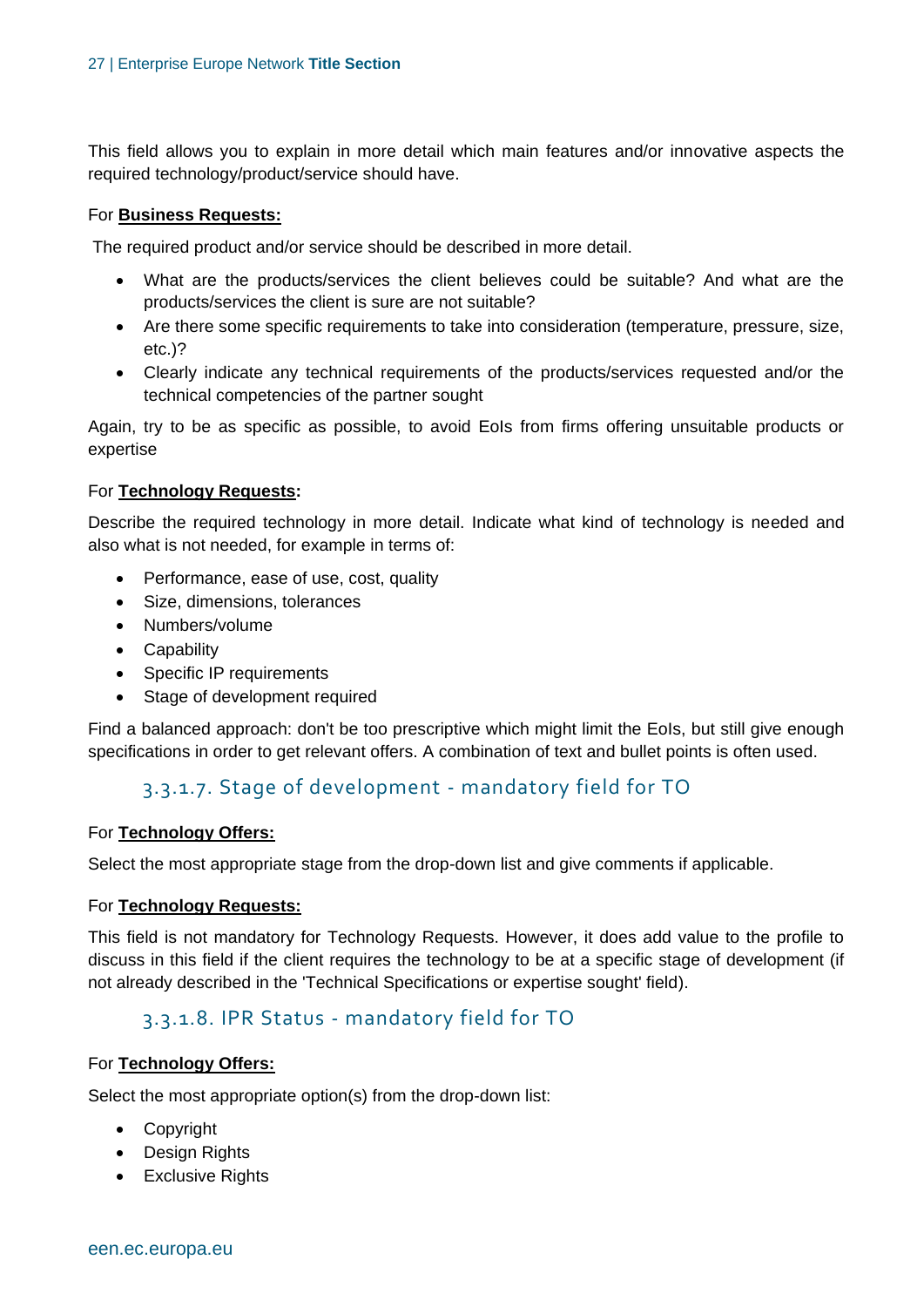This field allows you to explain in more detail which main features and/or innovative aspects the required technology/product/service should have.

For **Business Requests:**

The required product and/or service should be described in more detail.

- What are the products/services the client believes could be suitable? And what are the products/services the client is sure are not suitable?
- Are there some specific requirements to take into consideration (temperature, pressure, size, etc.)?
- Clearly indicate any technical requirements of the products/services requested and/or the technical competencies of the partner sought

Again, try to be as specific as possible, to avoid EoIs from firms offering unsuitable products or expertise

For **Technology Requests**:

Describe the required technology in more detail. Indicate what kind of technology is needed and also what is not needed, for example in terms of:

- Performance, ease of use, cost, quality
- Size, dimensions, tolerances
- Numbers/volume
- Capability
- Specific IP requirements
- Stage of development required

Find a balanced approach: don't be too prescriptive which might limit the EoIs, but still give enough specifications in order to get relevant offers. A combination of text and bullet points is often used.

### 3.3.1.7. Stage of development - mandatory field for TO

For **Technology Offers:**

Select the most appropriate stage from the drop-down list and give comments if applicable.

For **Technology Requests:**

This field is not mandatory for Technology Requests. However, it does add value to the profile to discuss in this field if the client requires the technology to be at a specific stage of development (if not already described in the 'Technical Specifications or expertise sought' field).

### 3.3.1.8. IPR Status - mandatory field for TO

For **Technology Offers:**

Select the most appropriate option(s) from the drop-down list:

- Copyright
- Design Rights
- Exclusive Rights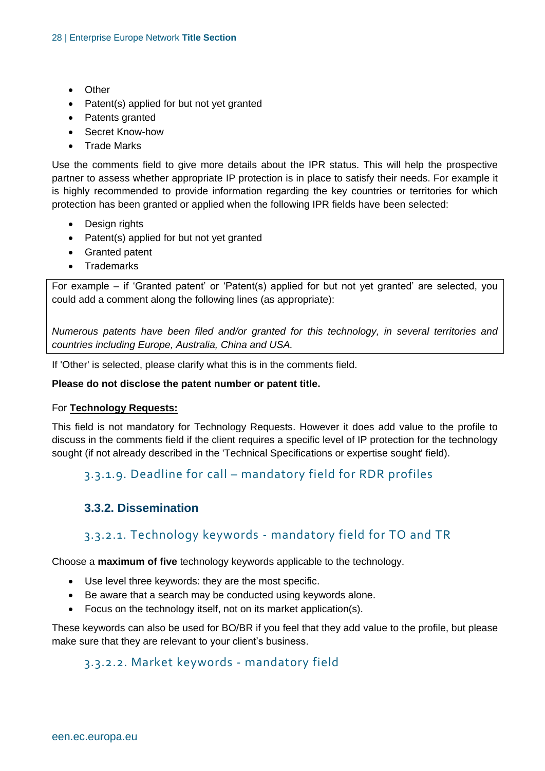- Other
- Patent(s) applied for but not yet granted
- Patents granted
- Secret Know-how
- Trade Marks

Use the comments field to give more details about the IPR status. This will help the prospective partner to assess whether appropriate IP protection is in place to satisfy their needs. For example it is highly recommended to provide information regarding the key countries or territories for which protection has been granted or applied when the following IPR fields have been selected:

- Design rights
- Patent(s) applied for but not yet granted
- Granted patent
- Trademarks

> For example – if 'Granted patent' or 'Patent(s) applied for but not yet granted' are selected, you could add a comment along the following lines (as appropriate):
>
> *Numerous patents have been filed and/or granted for this technology, in several territories and countries including Europe, Australia, China and USA.*

If 'Other' is selected, please clarify what this is in the comments field.

**Please do not disclose the patent number or patent title.**

For **Technology Requests:**

This field is not mandatory for Technology Requests. However it does add value to the profile to discuss in the comments field if the client requires a specific level of IP protection for the technology sought (if not already described in the 'Technical Specifications or expertise sought' field).

#### 3.3.1.9. Deadline for call – mandatory field for RDR profiles

### 3.3.2. Dissemination

#### 3.3.2.1. Technology keywords - mandatory field for TO and TR

Choose a **maximum of five** technology keywords applicable to the technology.

- Use level three keywords: they are the most specific.
- Be aware that a search may be conducted using keywords alone.
- Focus on the technology itself, not on its market application(s).

These keywords can also be used for BO/BR if you feel that they add value to the profile, but please make sure that they are relevant to your client's business.

#### 3.3.2.2. Market keywords - mandatory field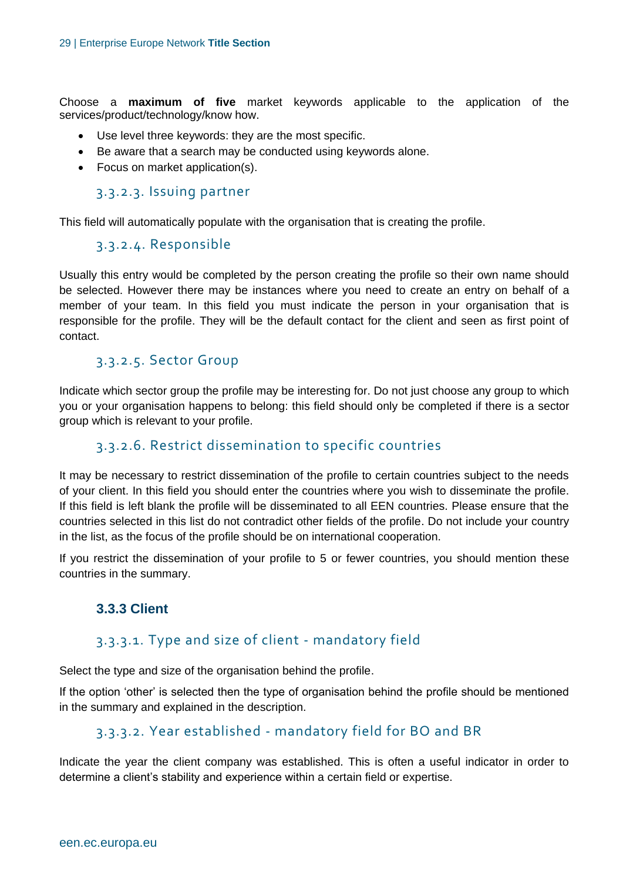Choose a **maximum of five** market keywords applicable to the application of the services/product/technology/know how.

- Use level three keywords: they are the most specific.
- Be aware that a search may be conducted using keywords alone.
- Focus on market application(s).

#### 3.3.2.3. Issuing partner

This field will automatically populate with the organisation that is creating the profile.

#### 3.3.2.4. Responsible

Usually this entry would be completed by the person creating the profile so their own name should be selected. However there may be instances where you need to create an entry on behalf of a member of your team. In this field you must indicate the person in your organisation that is responsible for the profile. They will be the default contact for the client and seen as first point of contact.

#### 3.3.2.5. Sector Group

Indicate which sector group the profile may be interesting for. Do not just choose any group to which you or your organisation happens to belong: this field should only be completed if there is a sector group which is relevant to your profile.

#### 3.3.2.6. Restrict dissemination to specific countries

It may be necessary to restrict dissemination of the profile to certain countries subject to the needs of your client. In this field you should enter the countries where you wish to disseminate the profile. If this field is left blank the profile will be disseminated to all EEN countries. Please ensure that the countries selected in this list do not contradict other fields of the profile. Do not include your country in the list, as the focus of the profile should be on international cooperation.

If you restrict the dissemination of your profile to 5 or fewer countries, you should mention these countries in the summary.

### 3.3.3 Client

#### 3.3.3.1. Type and size of client - mandatory field

Select the type and size of the organisation behind the profile.

If the option ‘other’ is selected then the type of organisation behind the profile should be mentioned in the summary and explained in the description.

#### 3.3.3.2. Year established - mandatory field for BO and BR

Indicate the year the client company was established. This is often a useful indicator in order to determine a client’s stability and experience within a certain field or expertise.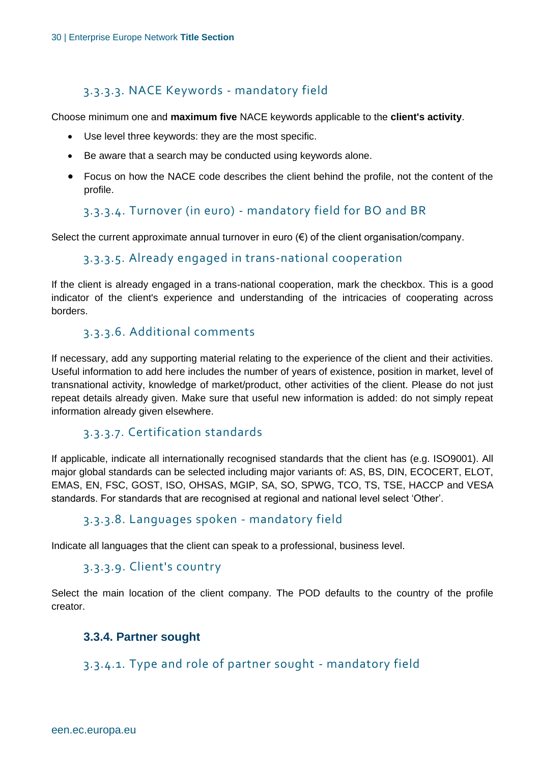#### 3.3.3.3. NACE Keywords - mandatory field

Choose minimum one and **maximum five** NACE keywords applicable to the **client's activity**.

- Use level three keywords: they are the most specific.
- Be aware that a search may be conducted using keywords alone.
- Focus on how the NACE code describes the client behind the profile, not the content of the profile.

#### 3.3.3.4. Turnover (in euro) - mandatory field for BO and BR

Select the current approximate annual turnover in euro (€) of the client organisation/company.

#### 3.3.3.5. Already engaged in trans-national cooperation

If the client is already engaged in a trans-national cooperation, mark the checkbox. This is a good indicator of the client's experience and understanding of the intricacies of cooperating across borders.

#### 3.3.3.6. Additional comments

If necessary, add any supporting material relating to the experience of the client and their activities. Useful information to add here includes the number of years of existence, position in market, level of transnational activity, knowledge of market/product, other activities of the client. Please do not just repeat details already given. Make sure that useful new information is added: do not simply repeat information already given elsewhere.

#### 3.3.3.7. Certification standards

If applicable, indicate all internationally recognised standards that the client has (e.g. ISO9001). All major global standards can be selected including major variants of: AS, BS, DIN, ECOCERT, ELOT, EMAS, EN, FSC, GOST, ISO, OHSAS, MGIP, SA, SO, SPWG, TCO, TS, TSE, HACCP and VESA standards. For standards that are recognised at regional and national level select 'Other'.

#### 3.3.3.8. Languages spoken - mandatory field

Indicate all languages that the client can speak to a professional, business level.

#### 3.3.3.9. Client's country

Select the main location of the client company. The POD defaults to the country of the profile creator.

### 3.3.4. Partner sought

#### 3.3.4.1. Type and role of partner sought - mandatory field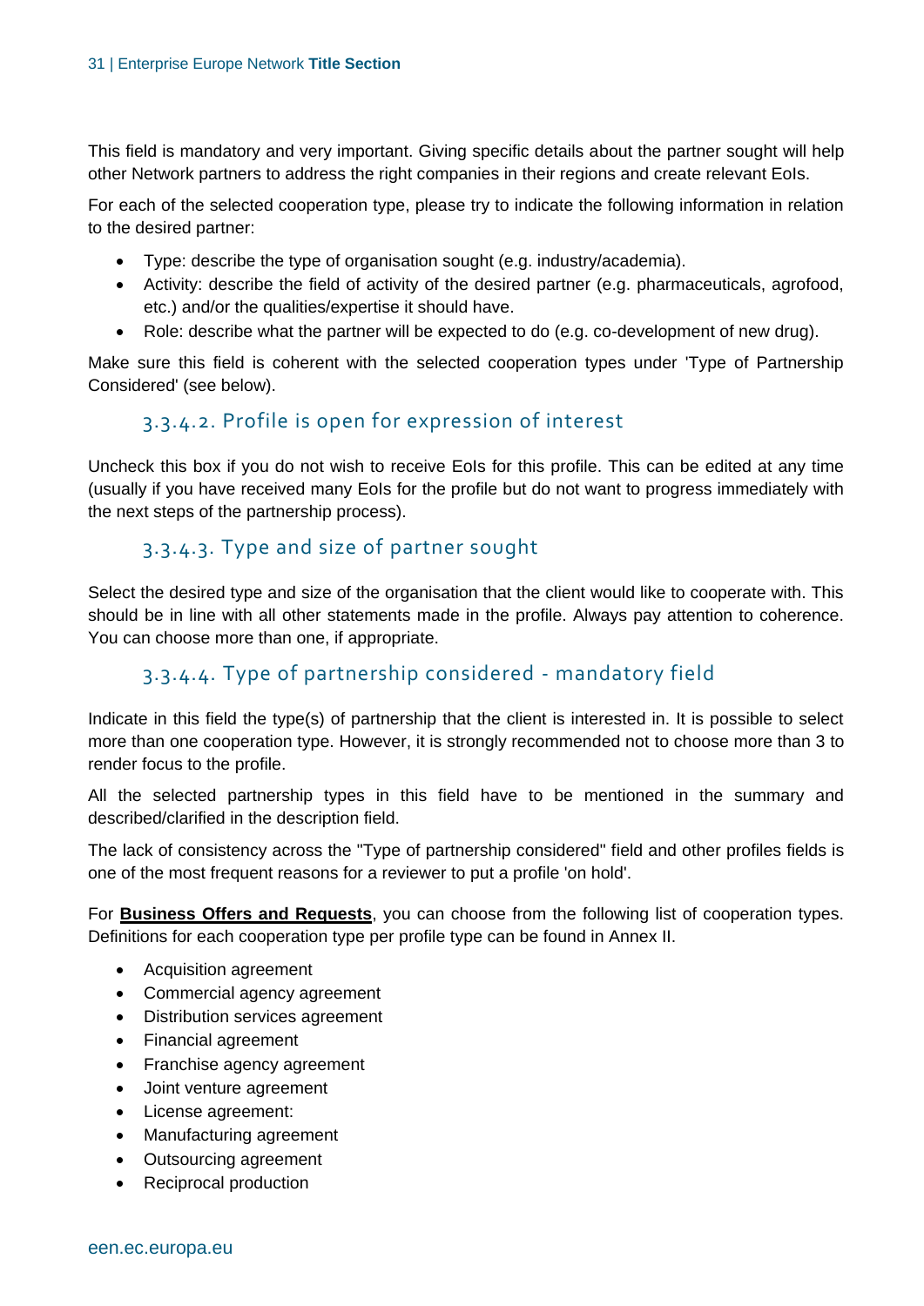This field is mandatory and very important. Giving specific details about the partner sought will help other Network partners to address the right companies in their regions and create relevant EoIs.

For each of the selected cooperation type, please try to indicate the following information in relation to the desired partner:

- Type: describe the type of organisation sought (e.g. industry/academia).
- Activity: describe the field of activity of the desired partner (e.g. pharmaceuticals, agrofood, etc.) and/or the qualities/expertise it should have.
- Role: describe what the partner will be expected to do (e.g. co-development of new drug).

Make sure this field is coherent with the selected cooperation types under 'Type of Partnership Considered' (see below).

### 3.3.4.2. Profile is open for expression of interest

Uncheck this box if you do not wish to receive EoIs for this profile. This can be edited at any time (usually if you have received many EoIs for the profile but do not want to progress immediately with the next steps of the partnership process).

### 3.3.4.3. Type and size of partner sought

Select the desired type and size of the organisation that the client would like to cooperate with. This should be in line with all other statements made in the profile. Always pay attention to coherence. You can choose more than one, if appropriate.

### 3.3.4.4. Type of partnership considered - mandatory field

Indicate in this field the type(s) of partnership that the client is interested in. It is possible to select more than one cooperation type. However, it is strongly recommended not to choose more than 3 to render focus to the profile.

All the selected partnership types in this field have to be mentioned in the summary and described/clarified in the description field.

The lack of consistency across the "Type of partnership considered" field and other profiles fields is one of the most frequent reasons for a reviewer to put a profile 'on hold'.

For **Business Offers and Requests**, you can choose from the following list of cooperation types. Definitions for each cooperation type per profile type can be found in Annex II.

- Acquisition agreement
- Commercial agency agreement
- Distribution services agreement
- Financial agreement
- Franchise agency agreement
- Joint venture agreement
- License agreement:
- Manufacturing agreement
- Outsourcing agreement
- Reciprocal production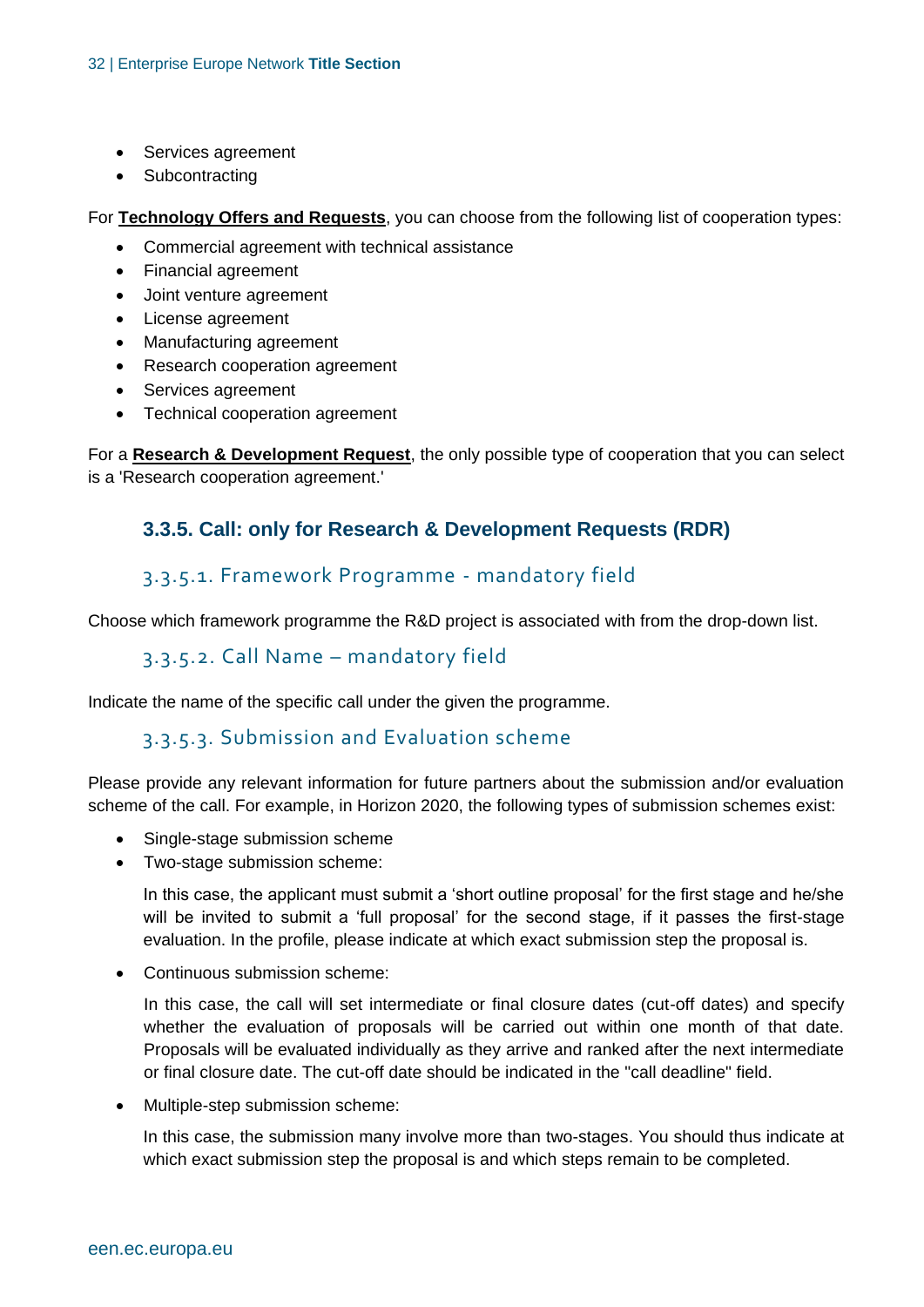- Services agreement
- Subcontracting

For **Technology Offers and Requests**, you can choose from the following list of cooperation types:

- Commercial agreement with technical assistance
- Financial agreement
- Joint venture agreement
- License agreement
- Manufacturing agreement
- Research cooperation agreement
- Services agreement
- Technical cooperation agreement

For a **Research & Development Request**, the only possible type of cooperation that you can select is a 'Research cooperation agreement.'

### 3.3.5. Call: only for Research & Development Requests (RDR)

#### 3.3.5.1. Framework Programme - mandatory field

Choose which framework programme the R&D project is associated with from the drop-down list.

#### 3.3.5.2. Call Name – mandatory field

Indicate the name of the specific call under the given the programme.

#### 3.3.5.3. Submission and Evaluation scheme

Please provide any relevant information for future partners about the submission and/or evaluation scheme of the call. For example, in Horizon 2020, the following types of submission schemes exist:

- Single-stage submission scheme
- Two-stage submission scheme:

  In this case, the applicant must submit a 'short outline proposal' for the first stage and he/she will be invited to submit a 'full proposal' for the second stage, if it passes the first-stage evaluation. In the profile, please indicate at which exact submission step the proposal is.

- Continuous submission scheme:

  In this case, the call will set intermediate or final closure dates (cut-off dates) and specify whether the evaluation of proposals will be carried out within one month of that date. Proposals will be evaluated individually as they arrive and ranked after the next intermediate or final closure date. The cut-off date should be indicated in the "call deadline" field.

- Multiple-step submission scheme:

  In this case, the submission many involve more than two-stages. You should thus indicate at which exact submission step the proposal is and which steps remain to be completed.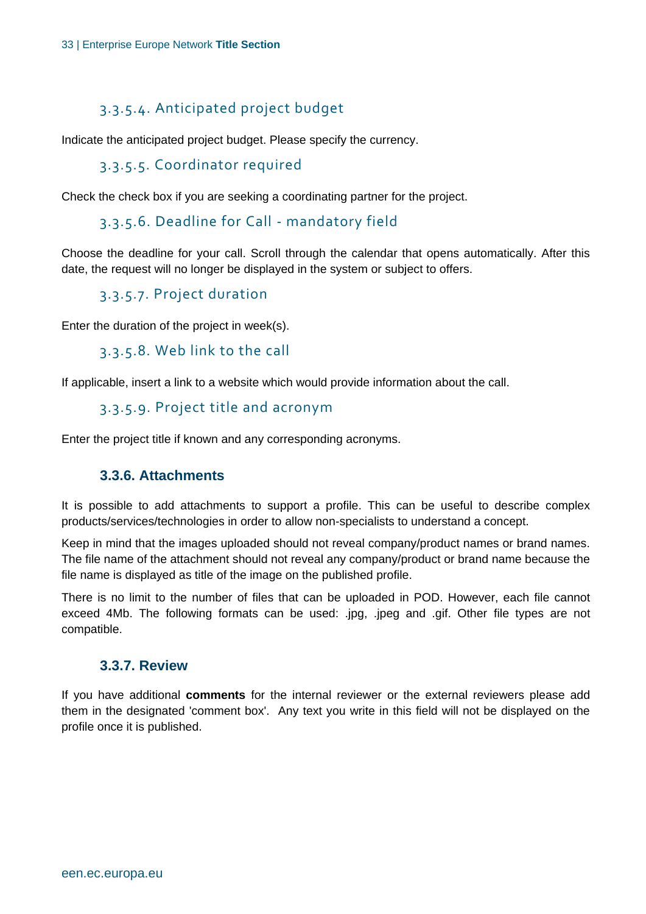#### 3.3.5.4. Anticipated project budget

Indicate the anticipated project budget. Please specify the currency.

#### 3.3.5.5. Coordinator required

Check the check box if you are seeking a coordinating partner for the project.

#### 3.3.5.6. Deadline for Call - mandatory field

Choose the deadline for your call. Scroll through the calendar that opens automatically. After this date, the request will no longer be displayed in the system or subject to offers.

#### 3.3.5.7. Project duration

Enter the duration of the project in week(s).

#### 3.3.5.8. Web link to the call

If applicable, insert a link to a website which would provide information about the call.

#### 3.3.5.9. Project title and acronym

Enter the project title if known and any corresponding acronyms.

### 3.3.6. Attachments

It is possible to add attachments to support a profile. This can be useful to describe complex products/services/technologies in order to allow non-specialists to understand a concept.

Keep in mind that the images uploaded should not reveal company/product names or brand names. The file name of the attachment should not reveal any company/product or brand name because the file name is displayed as title of the image on the published profile.

There is no limit to the number of files that can be uploaded in POD. However, each file cannot exceed 4Mb. The following formats can be used: .jpg, .jpeg and .gif. Other file types are not compatible.

### 3.3.7. Review

If you have additional **comments** for the internal reviewer or the external reviewers please add them in the designated 'comment box'. Any text you write in this field will not be displayed on the profile once it is published.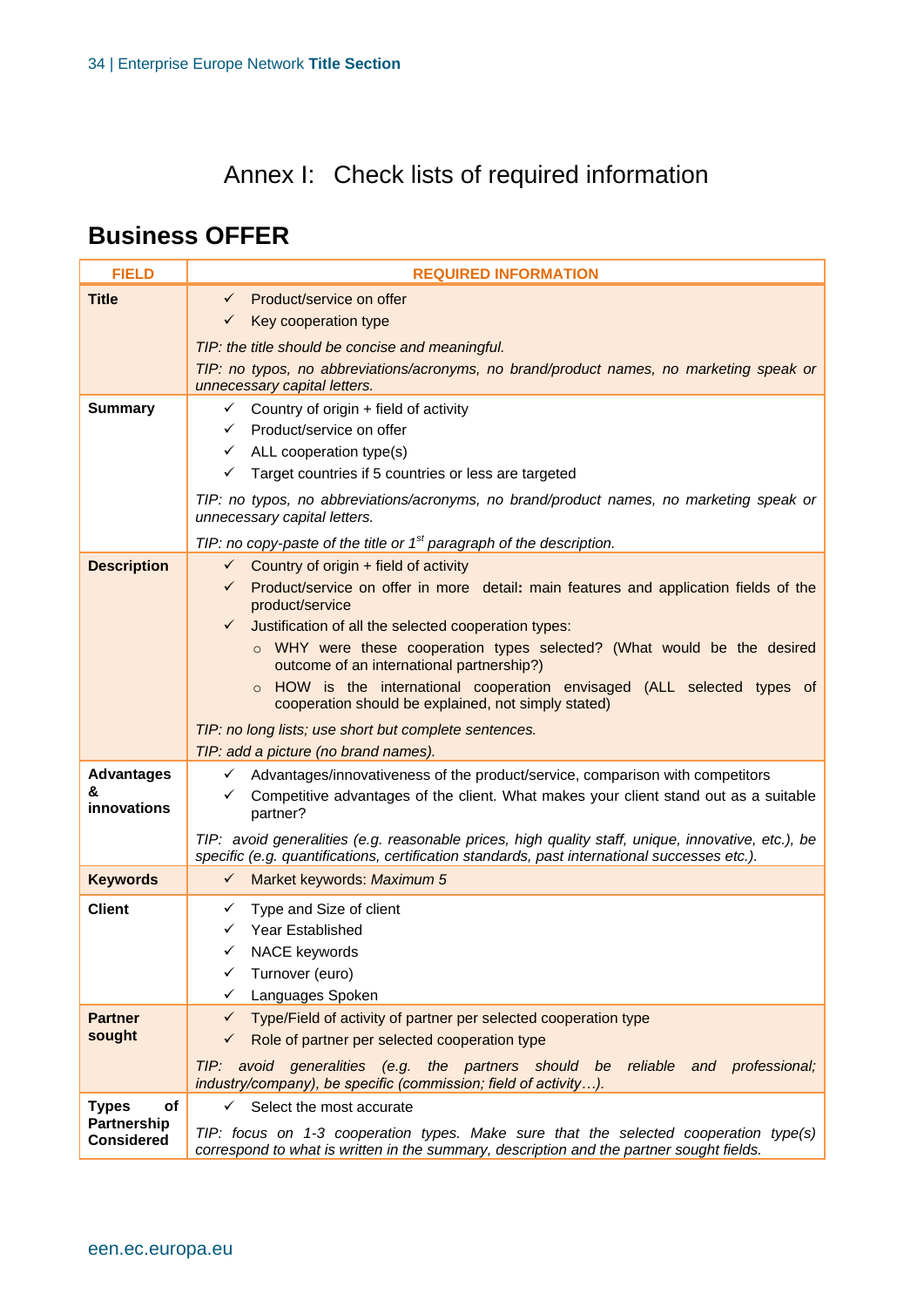# Annex I: Check lists of required information

## Business OFFER

| FIELD | REQUIRED INFORMATION |
|---|---|
| **Title** | ✓ Product/service on offer<br>✓ Key cooperation type<br>*TIP: the title should be concise and meaningful.*<br>*TIP: no typos, no abbreviations/acronyms, no brand/product names, no marketing speak or unnecessary capital letters.* |
| **Summary** | ✓ Country of origin + field of activity<br>✓ Product/service on offer<br>✓ ALL cooperation type(s)<br>✓ Target countries if 5 countries or less are targeted<br>*TIP: no typos, no abbreviations/acronyms, no brand/product names, no marketing speak or unnecessary capital letters.*<br>*TIP: no copy-paste of the title or 1st paragraph of the description.* |
| **Description** | ✓ Country of origin + field of activity<br>✓ Product/service on offer in more detail: main features and application fields of the product/service<br>✓ Justification of all the selected cooperation types:<br>○ WHY were these cooperation types selected? (What would be the desired outcome of an international partnership?)<br>○ HOW is the international cooperation envisaged (ALL selected types of cooperation should be explained, not simply stated)<br>*TIP: no long lists; use short but complete sentences.*<br>*TIP: add a picture (no brand names).* |
| **Advantages & innovations** | ✓ Advantages/innovativeness of the product/service, comparison with competitors<br>✓ Competitive advantages of the client. What makes your client stand out as a suitable partner?<br>*TIP: avoid generalities (e.g. reasonable prices, high quality staff, unique, innovative, etc.), be specific (e.g. quantifications, certification standards, past international successes etc.).* |
| **Keywords** | ✓ Market keywords: *Maximum 5* |
| **Client** | ✓ Type and Size of client<br>✓ Year Established<br>✓ NACE keywords<br>✓ Turnover (euro)<br>✓ Languages Spoken |
| **Partner sought** | ✓ Type/Field of activity of partner per selected cooperation type<br>✓ Role of partner per selected cooperation type<br>*TIP: avoid generalities (e.g. the partners should be reliable and professional; industry/company), be specific (commission; field of activity…).* |
| **Types of Partnership Considered** | ✓ Select the most accurate<br>*TIP: focus on 1-3 cooperation types. Make sure that the selected cooperation type(s) correspond to what is written in the summary, description and the partner sought fields.* |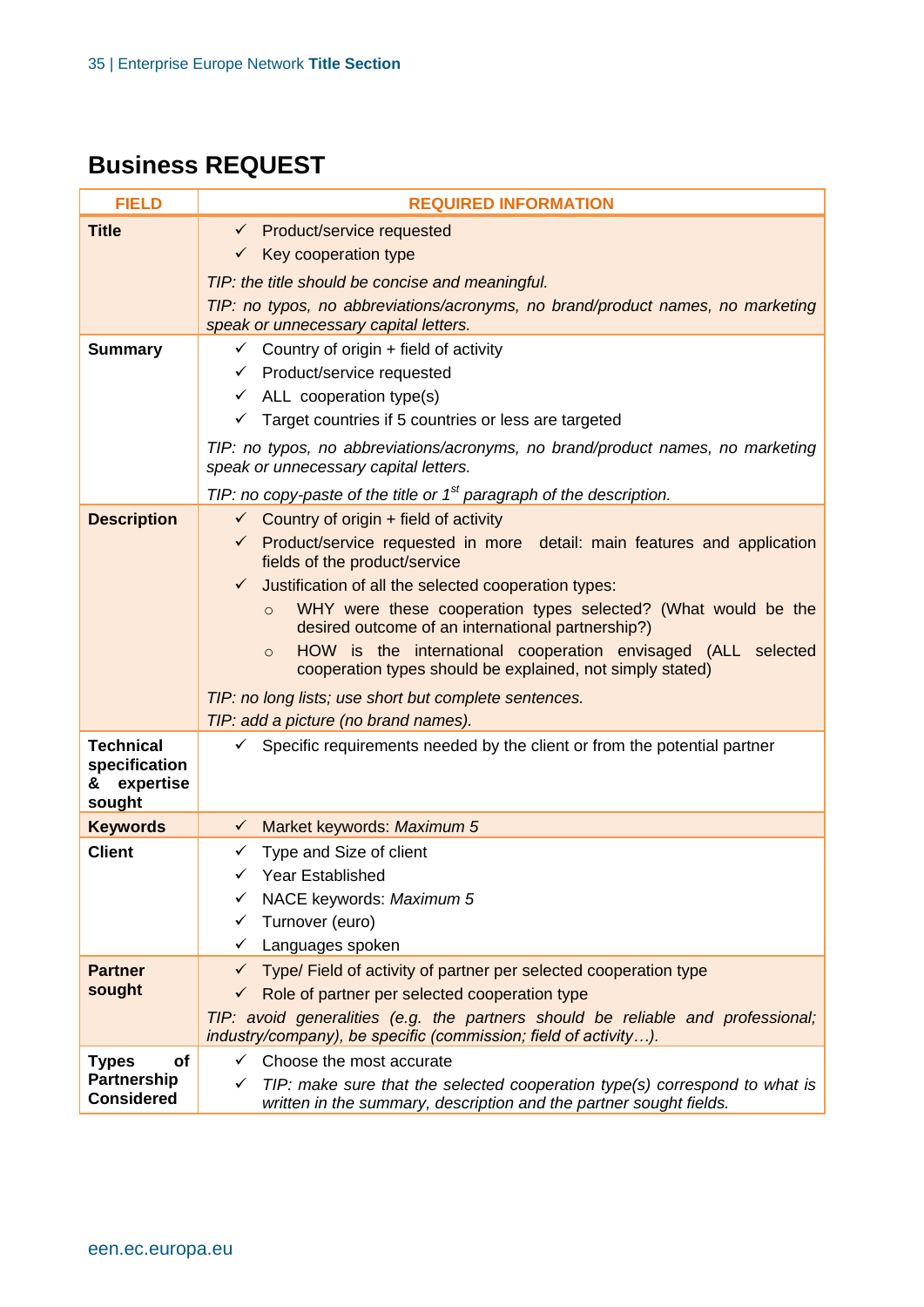## Business REQUEST

| FIELD | REQUIRED INFORMATION |
|---|---|
| **Title** | ✓ Product/service requested<br>✓ Key cooperation type<br>*TIP: the title should be concise and meaningful.*<br>*TIP: no typos, no abbreviations/acronyms, no brand/product names, no marketing speak or unnecessary capital letters.* |
| **Summary** | ✓ Country of origin + field of activity<br>✓ Product/service requested<br>✓ ALL cooperation type(s)<br>✓ Target countries if 5 countries or less are targeted<br>*TIP: no typos, no abbreviations/acronyms, no brand/product names, no marketing speak or unnecessary capital letters.*<br>*TIP: no copy-paste of the title or 1st paragraph of the description.* |
| **Description** | ✓ Country of origin + field of activity<br>✓ Product/service requested in more detail: main features and application fields of the product/service<br>✓ Justification of all the selected cooperation types:<br>○ WHY were these cooperation types selected? (What would be the desired outcome of an international partnership?)<br>○ HOW is the international cooperation envisaged (ALL selected cooperation types should be explained, not simply stated)<br>*TIP: no long lists; use short but complete sentences.*<br>*TIP: add a picture (no brand names).* |
| **Technical specification & expertise sought** | ✓ Specific requirements needed by the client or from the potential partner |
| **Keywords** | ✓ Market keywords: *Maximum 5* |
| **Client** | ✓ Type and Size of client<br>✓ Year Established<br>✓ NACE keywords: *Maximum 5*<br>✓ Turnover (euro)<br>✓ Languages spoken |
| **Partner sought** | ✓ Type/ Field of activity of partner per selected cooperation type<br>✓ Role of partner per selected cooperation type<br>*TIP: avoid generalities (e.g. the partners should be reliable and professional; industry/company), be specific (commission; field of activity…).* |
| **Types of Partnership Considered** | ✓ Choose the most accurate<br>✓ *TIP: make sure that the selected cooperation type(s) correspond to what is written in the summary, description and the partner sought fields.* |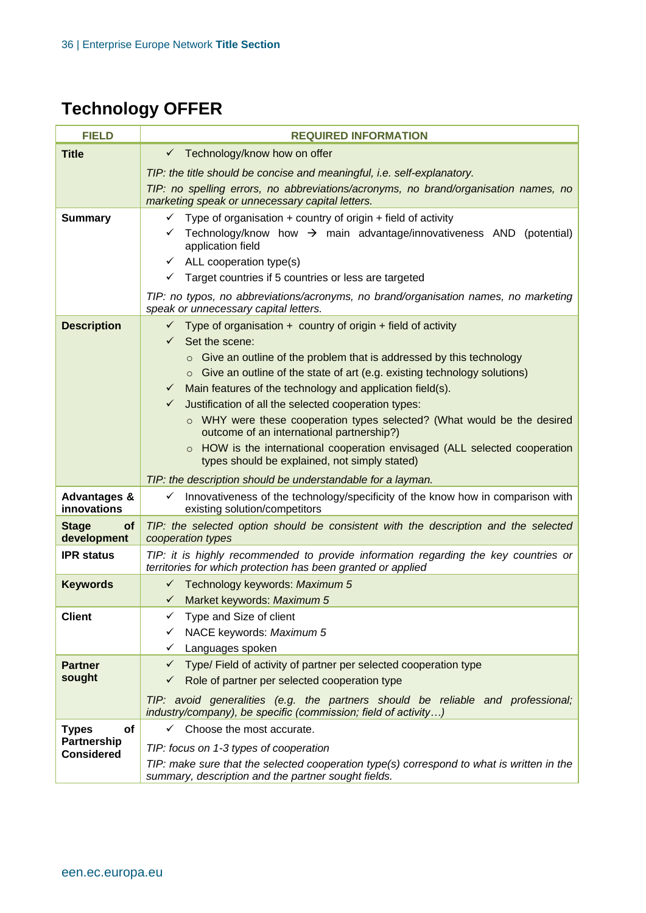# Technology OFFER

| FIELD | REQUIRED INFORMATION |
|---|---|
| **Title** | ✓ Technology/know how on offer<br>*TIP: the title should be concise and meaningful, i.e. self-explanatory.*<br>*TIP: no spelling errors, no abbreviations/acronyms, no brand/organisation names, no marketing speak or unnecessary capital letters.* |
| **Summary** | ✓ Type of organisation + country of origin + field of activity<br>✓ Technology/know how → main advantage/innovativeness AND (potential) application field<br>✓ ALL cooperation type(s)<br>✓ Target countries if 5 countries or less are targeted<br>*TIP: no typos, no abbreviations/acronyms, no brand/organisation names, no marketing speak or unnecessary capital letters.* |
| **Description** | ✓ Type of organisation + country of origin + field of activity<br>✓ Set the scene:<br>○ Give an outline of the problem that is addressed by this technology<br>○ Give an outline of the state of art (e.g. existing technology solutions)<br>✓ Main features of the technology and application field(s).<br>✓ Justification of all the selected cooperation types:<br>○ WHY were these cooperation types selected? (What would be the desired outcome of an international partnership?)<br>○ HOW is the international cooperation envisaged (ALL selected cooperation types should be explained, not simply stated)<br>*TIP: the description should be understandable for a layman.* |
| **Advantages & innovations** | ✓ Innovativeness of the technology/specificity of the know how in comparison with existing solution/competitors |
| **Stage of development** | *TIP: the selected option should be consistent with the description and the selected cooperation types* |
| **IPR status** | *TIP: it is highly recommended to provide information regarding the key countries or territories for which protection has been granted or applied* |
| **Keywords** | ✓ Technology keywords: *Maximum 5*<br>✓ Market keywords: *Maximum 5* |
| **Client** | ✓ Type and Size of client<br>✓ NACE keywords: *Maximum 5*<br>✓ Languages spoken |
| **Partner sought** | ✓ Type/ Field of activity of partner per selected cooperation type<br>✓ Role of partner per selected cooperation type<br>*TIP: avoid generalities (e.g. the partners should be reliable and professional; industry/company), be specific (commission; field of activity…)* |
| **Types of Partnership Considered** | ✓ Choose the most accurate.<br>*TIP: focus on 1-3 types of cooperation*<br>*TIP: make sure that the selected cooperation type(s) correspond to what is written in the summary, description and the partner sought fields.* |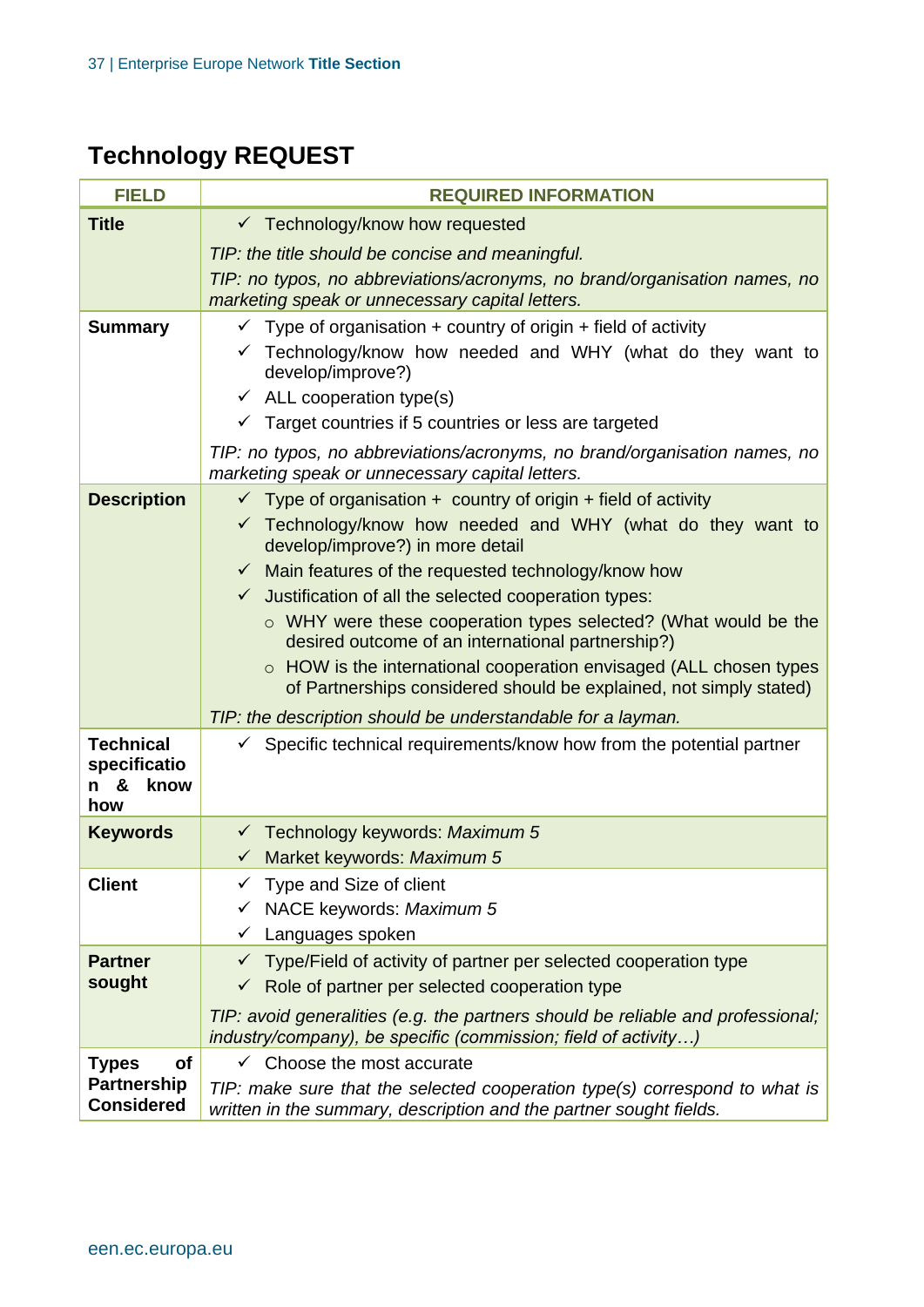## Technology REQUEST

| FIELD | REQUIRED INFORMATION |
|---|---|
| **Title** | ✓ Technology/know how requested<br>*TIP: the title should be concise and meaningful.*<br>*TIP: no typos, no abbreviations/acronyms, no brand/organisation names, no marketing speak or unnecessary capital letters.* |
| **Summary** | ✓ Type of organisation + country of origin + field of activity<br>✓ Technology/know how needed and WHY (what do they want to develop/improve?)<br>✓ ALL cooperation type(s)<br>✓ Target countries if 5 countries or less are targeted<br>*TIP: no typos, no abbreviations/acronyms, no brand/organisation names, no marketing speak or unnecessary capital letters.* |
| **Description** | ✓ Type of organisation + country of origin + field of activity<br>✓ Technology/know how needed and WHY (what do they want to develop/improve?) in more detail<br>✓ Main features of the requested technology/know how<br>✓ Justification of all the selected cooperation types:<br>○ WHY were these cooperation types selected? (What would be the desired outcome of an international partnership?)<br>○ HOW is the international cooperation envisaged (ALL chosen types of Partnerships considered should be explained, not simply stated)<br>*TIP: the description should be understandable for a layman.* |
| **Technical specification & know how** | ✓ Specific technical requirements/know how from the potential partner |
| **Keywords** | ✓ Technology keywords: *Maximum 5*<br>✓ Market keywords: *Maximum 5* |
| **Client** | ✓ Type and Size of client<br>✓ NACE keywords: *Maximum 5*<br>✓ Languages spoken |
| **Partner sought** | ✓ Type/Field of activity of partner per selected cooperation type<br>✓ Role of partner per selected cooperation type<br>*TIP: avoid generalities (e.g. the partners should be reliable and professional; industry/company), be specific (commission; field of activity…)* |
| **Types of Partnership Considered** | ✓ Choose the most accurate<br>*TIP: make sure that the selected cooperation type(s) correspond to what is written in the summary, description and the partner sought fields.* |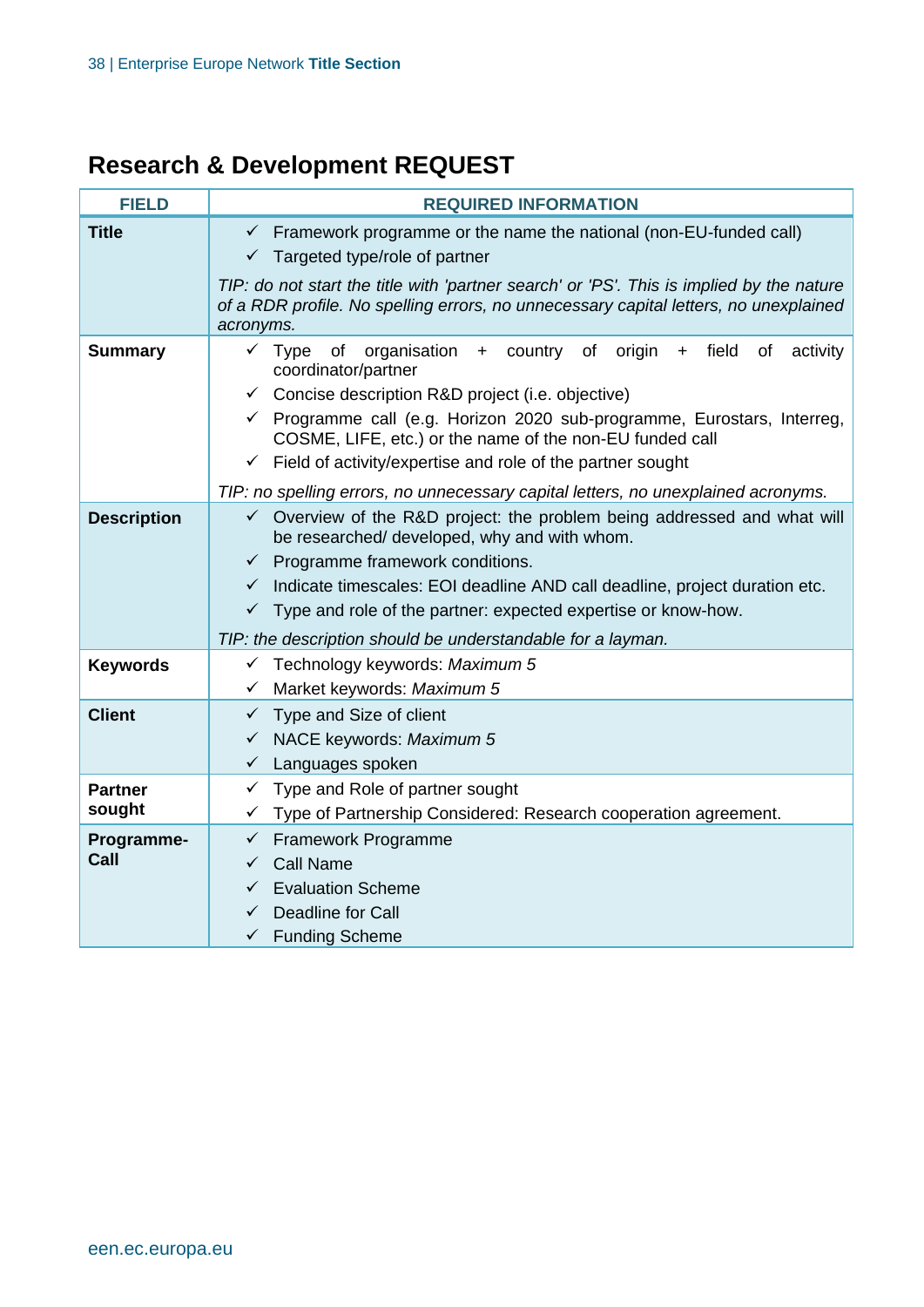## Research & Development REQUEST

| FIELD | REQUIRED INFORMATION |
|---|---|
| **Title** | ✓ Framework programme or the name the national (non-EU-funded call)<br>✓ Targeted type/role of partner<br>*TIP: do not start the title with 'partner search' or 'PS'. This is implied by the nature of a RDR profile. No spelling errors, no unnecessary capital letters, no unexplained acronyms.* |
| **Summary** | ✓ Type of organisation + country of origin + field of activity coordinator/partner<br>✓ Concise description R&D project (i.e. objective)<br>✓ Programme call (e.g. Horizon 2020 sub-programme, Eurostars, Interreg, COSME, LIFE, etc.) or the name of the non-EU funded call<br>✓ Field of activity/expertise and role of the partner sought<br>*TIP: no spelling errors, no unnecessary capital letters, no unexplained acronyms.* |
| **Description** | ✓ Overview of the R&D project: the problem being addressed and what will be researched/ developed, why and with whom.<br>✓ Programme framework conditions.<br>✓ Indicate timescales: EOI deadline AND call deadline, project duration etc.<br>✓ Type and role of the partner: expected expertise or know-how.<br>*TIP: the description should be understandable for a layman.* |
| **Keywords** | ✓ Technology keywords: *Maximum 5*<br>✓ Market keywords: *Maximum 5* |
| **Client** | ✓ Type and Size of client<br>✓ NACE keywords: *Maximum 5*<br>✓ Languages spoken |
| **Partner sought** | ✓ Type and Role of partner sought<br>✓ Type of Partnership Considered: Research cooperation agreement. |
| **Programme-Call** | ✓ Framework Programme<br>✓ Call Name<br>✓ Evaluation Scheme<br>✓ Deadline for Call<br>✓ Funding Scheme |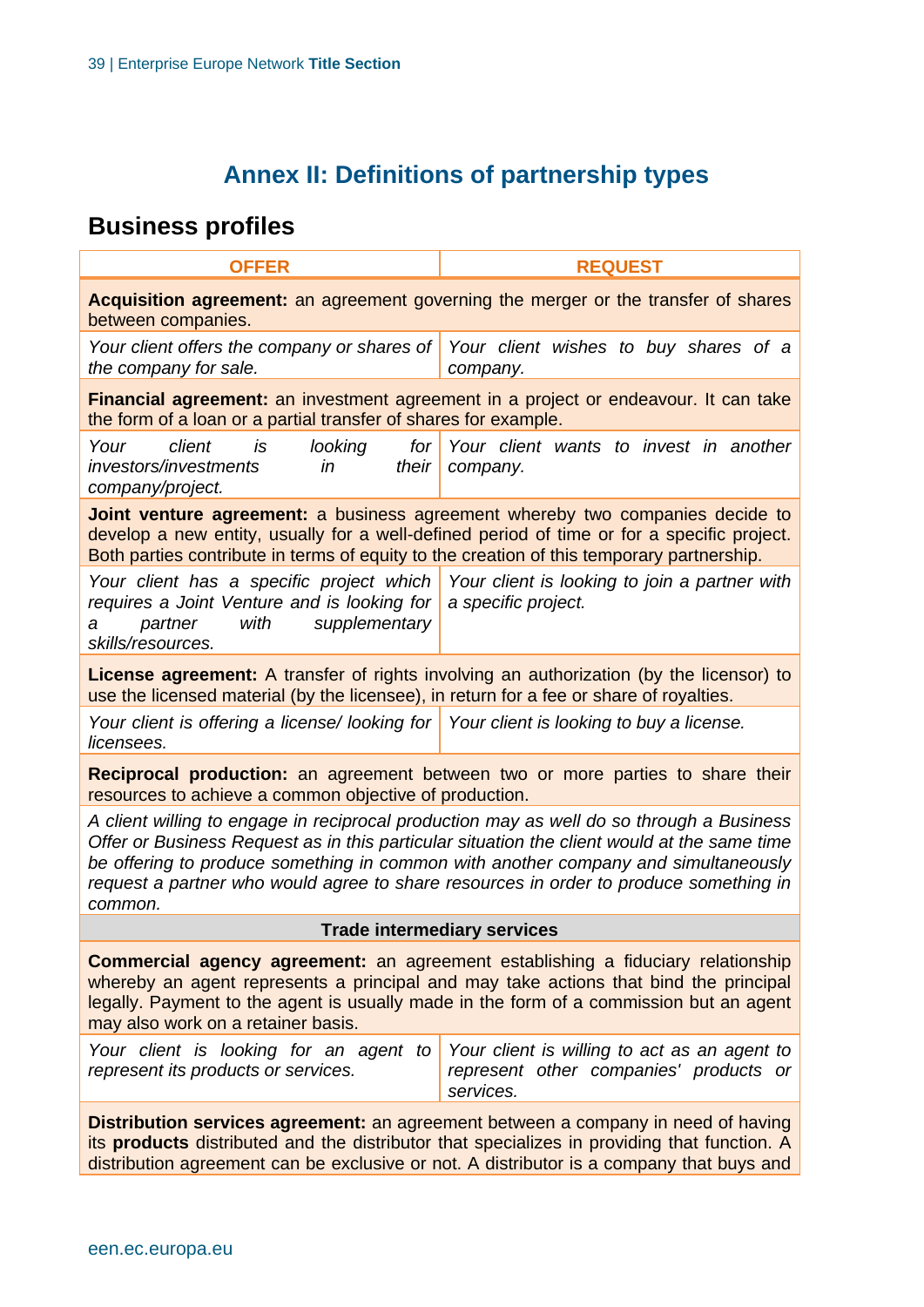# Annex II: Definitions of partnership types

## Business profiles

| OFFER | REQUEST |
|---|---|
| **Acquisition agreement:** an agreement governing the merger or the transfer of shares between companies. | |
| *Your client offers the company or shares of the company for sale.* | *Your client wishes to buy shares of a company.* |
| **Financial agreement:** an investment agreement in a project or endeavour. It can take the form of a loan or a partial transfer of shares for example. | |
| *Your client is looking for investors/investments in their company/project.* | *Your client wants to invest in another company.* |
| **Joint venture agreement:** a business agreement whereby two companies decide to develop a new entity, usually for a well-defined period of time or for a specific project. Both parties contribute in terms of equity to the creation of this temporary partnership. | |
| *Your client has a specific project which requires a Joint Venture and is looking for a partner with supplementary skills/resources.* | *Your client is looking to join a partner with a specific project.* |
| **License agreement:** A transfer of rights involving an authorization (by the licensor) to use the licensed material (by the licensee), in return for a fee or share of royalties. | |
| *Your client is offering a license/ looking for licensees.* | *Your client is looking to buy a license.* |
| **Reciprocal production:** an agreement between two or more parties to share their resources to achieve a common objective of production. | |
| *A client willing to engage in reciprocal production may as well do so through a Business Offer or Business Request as in this particular situation the client would at the same time be offering to produce something in common with another company and simultaneously request a partner who would agree to share resources in order to produce something in common.* | |
| **Trade intermediary services** | |
| **Commercial agency agreement:** an agreement establishing a fiduciary relationship whereby an agent represents a principal and may take actions that bind the principal legally. Payment to the agent is usually made in the form of a commission but an agent may also work on a retainer basis. | |
| *Your client is looking for an agent to represent its products or services.* | *Your client is willing to act as an agent to represent other companies' products or services.* |
| **Distribution services agreement:** an agreement between a company in need of having its **products** distributed and the distributor that specializes in providing that function. A distribution agreement can be exclusive or not. A distributor is a company that buys and | |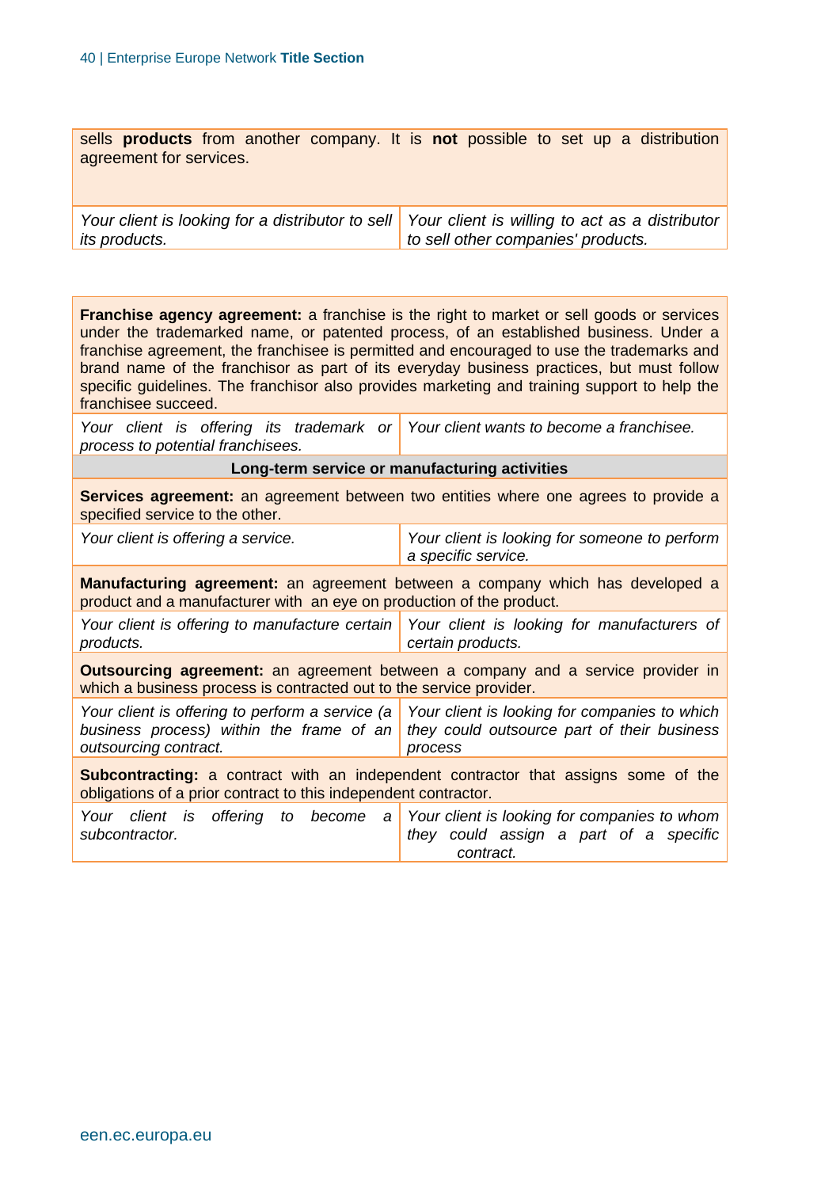| sells **products** from another company. It is **not** possible to set up a distribution agreement for services. | |
|---|---|
| *Your client is looking for a distributor to sell its products.* | *Your client is willing to act as a distributor to sell other companies' products.* |

| **Franchise agency agreement:** a franchise is the right to market or sell goods or services under the trademarked name, or patented process, of an established business. Under a franchise agreement, the franchisee is permitted and encouraged to use the trademarks and brand name of the franchisor as part of its everyday business practices, but must follow specific guidelines. The franchisor also provides marketing and training support to help the franchisee succeed. | |
|---|---|
| *Your client is offering its trademark or process to potential franchisees.* | *Your client wants to become a franchisee.* |
| **Long-term service or manufacturing activities** | |
| **Services agreement:** an agreement between two entities where one agrees to provide a specified service to the other. | |
| *Your client is offering a service.* | *Your client is looking for someone to perform a specific service.* |
| **Manufacturing agreement:** an agreement between a company which has developed a product and a manufacturer with an eye on production of the product. | |
| *Your client is offering to manufacture certain products.* | *Your client is looking for manufacturers of certain products.* |
| **Outsourcing agreement:** an agreement between a company and a service provider in which a business process is contracted out to the service provider. | |
| *Your client is offering to perform a service (a business process) within the frame of an outsourcing contract.* | *Your client is looking for companies to which they could outsource part of their business process* |
| **Subcontracting:** a contract with an independent contractor that assigns some of the obligations of a prior contract to this independent contractor. | |
| *Your client is offering to become a subcontractor.* | *Your client is looking for companies to whom they could assign a part of a specific contract.* |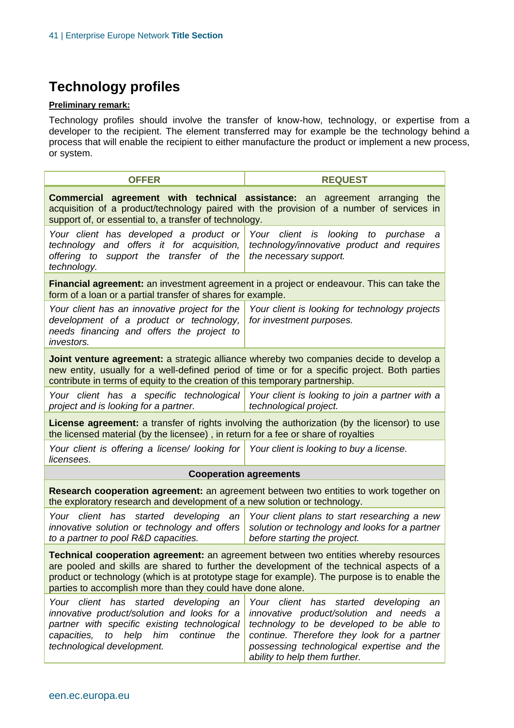## Technology profiles

**Preliminary remark:**

Technology profiles should involve the transfer of know-how, technology, or expertise from a developer to the recipient. The element transferred may for example be the technology behind a process that will enable the recipient to either manufacture the product or implement a new process, or system.

| OFFER | REQUEST |
|---|---|
| **Commercial agreement with technical assistance:** an agreement arranging the acquisition of a product/technology paired with the provision of a number of services in support of, or essential to, a transfer of technology. | |
| *Your client has developed a product or technology and offers it for acquisition, offering to support the transfer of the technology.* | *Your client is looking to purchase a technology/innovative product and requires the necessary support.* |
| **Financial agreement:** an investment agreement in a project or endeavour. This can take the form of a loan or a partial transfer of shares for example. | |
| *Your client has an innovative project for the development of a product or technology, needs financing and offers the project to investors.* | *Your client is looking for technology projects for investment purposes.* |
| **Joint venture agreement:** a strategic alliance whereby two companies decide to develop a new entity, usually for a well-defined period of time or for a specific project. Both parties contribute in terms of equity to the creation of this temporary partnership. | |
| *Your client has a specific technological project and is looking for a partner.* | *Your client is looking to join a partner with a technological project.* |
| **License agreement:** a transfer of rights involving the authorization (by the licensor) to use the licensed material (by the licensee) , in return for a fee or share of royalties | |
| *Your client is offering a license/ looking for licensees.* | *Your client is looking to buy a license.* |
| **Cooperation agreements** | |
| **Research cooperation agreement:** an agreement between two entities to work together on the exploratory research and development of a new solution or technology. | |
| *Your client has started developing an innovative solution or technology and offers to a partner to pool R&D capacities.* | *Your client plans to start researching a new solution or technology and looks for a partner before starting the project.* |
| **Technical cooperation agreement:** an agreement between two entities whereby resources are pooled and skills are shared to further the development of the technical aspects of a product or technology (which is at prototype stage for example). The purpose is to enable the parties to accomplish more than they could have done alone. | |
| *Your client has started developing an innovative product/solution and looks for a partner with specific existing technological capacities, to help him continue the technological development.* | *Your client has started developing an innovative product/solution and needs a technology to be developed to be able to continue. Therefore they look for a partner possessing technological expertise and the ability to help them further.* |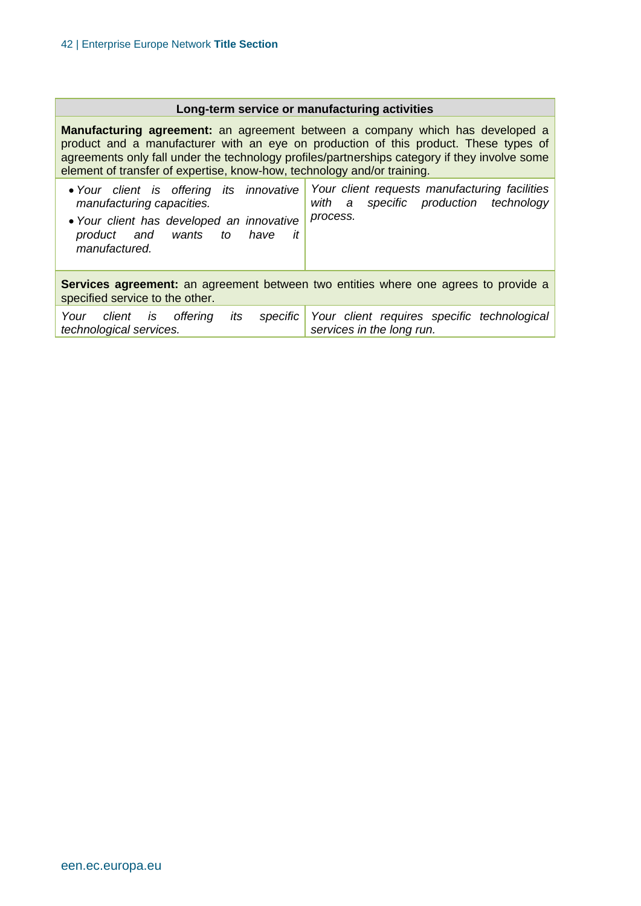| Long-term service or manufacturing activities | |
|---|---|
| **Manufacturing agreement:** an agreement between a company which has developed a product and a manufacturer with an eye on production of this product. These types of agreements only fall under the technology profiles/partnerships category if they involve some element of transfer of expertise, know-how, technology and/or training. | |
| • *Your client is offering its innovative manufacturing capacities.*<br>• *Your client has developed an innovative product and wants to have it manufactured.* | *Your client requests manufacturing facilities with a specific production technology process.* |
| **Services agreement:** an agreement between two entities where one agrees to provide a specified service to the other. | |
| *Your client is offering its specific technological services.* | *Your client requires specific technological services in the long run.* |